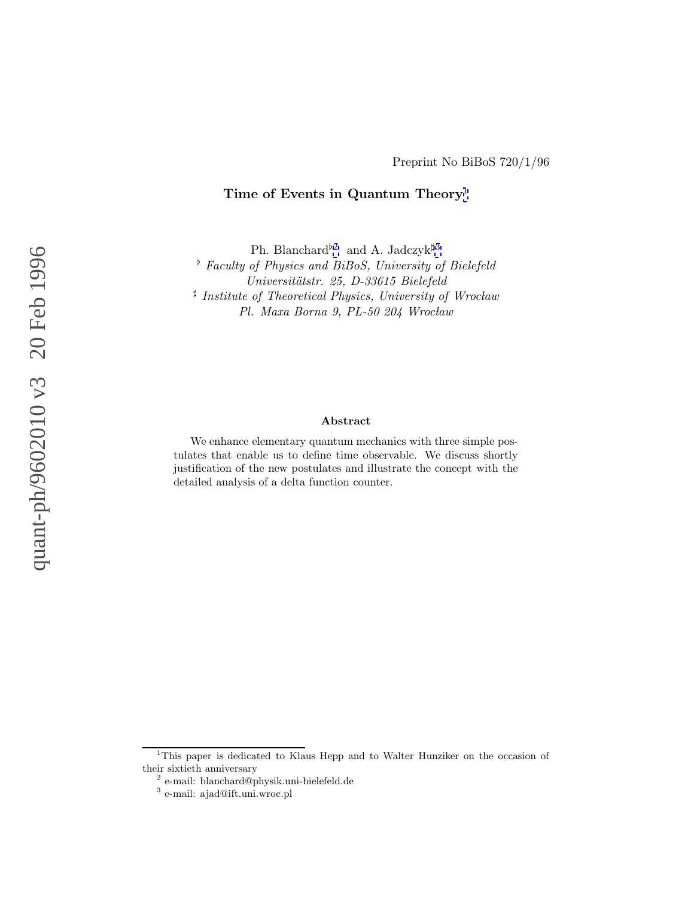Preprint No BiBoS 720/1/96

# Time of Events in Quantum Theory[1]

Ph. Blanchard[♭2] and A. Jadczyk[♯3]

[♭] *Faculty of Physics and BiBoS, University of Bielefeld*
*Universitätstr. 25, D-33615 Bielefeld*
[♯] *Institute of Theoretical Physics, University of Wrocław*
*Pl. Maxa Borna 9, PL-50 204 Wrocław*

### Abstract

We enhance elementary quantum mechanics with three simple postulates that enable us to define time observable. We discuss shortly justification of the new postulates and illustrate the concept with the detailed analysis of a delta function counter.

---

[1] This paper is dedicated to Klaus Hepp and to Walter Hunziker on the occasion of their sixtieth anniversary

[2] e-mail: blanchard@physik.uni-bielefeld.de

[3] e-mail: ajad@ift.uni.wroc.pl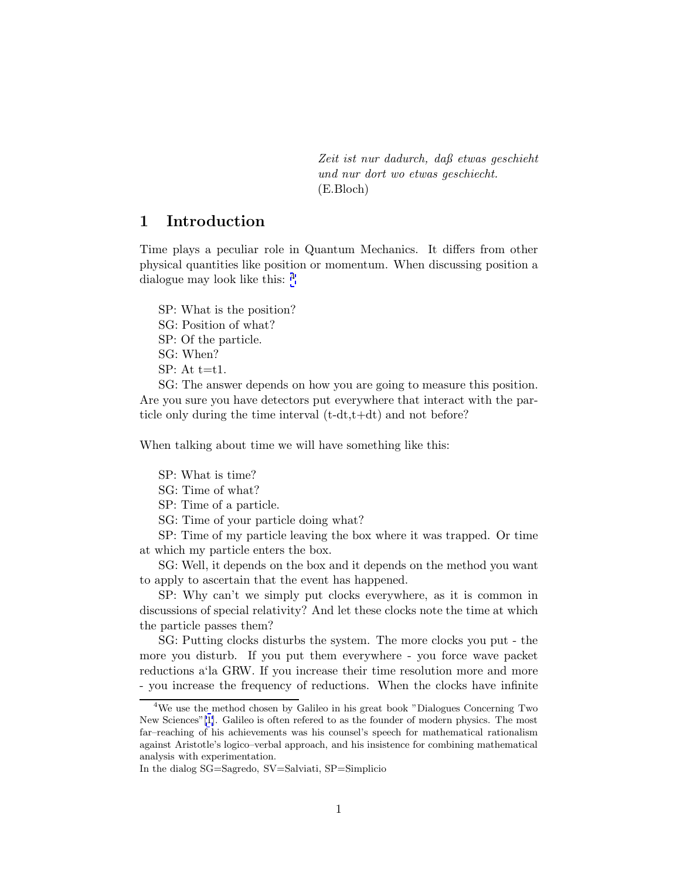*Zeit ist nur dadurch, daß etwas geschieht*
*und nur dort wo etwas geschiecht.*
(E.Bloch)

## 1 Introduction

Time plays a peculiar role in Quantum Mechanics. It differs from other physical quantities like position or momentum. When discussing position a dialogue may look like this: [4]

SP: What is the position?
SG: Position of what?
SP: Of the particle.
SG: When?
SP: At t=t1.
SG: The answer depends on how you are going to measure this position. Are you sure you have detectors put everywhere that interact with the particle only during the time interval (t-dt,t+dt) and not before?

When talking about time we will have something like this:

SP: What is time?
SG: Time of what?
SP: Time of a particle.
SG: Time of your particle doing what?
SP: Time of my particle leaving the box where it was trapped. Or time at which my particle enters the box.
SG: Well, it depends on the box and it depends on the method you want to apply to ascertain that the event has happened.
SP: Why can't we simply put clocks everywhere, as it is common in discussions of special relativity? And let these clocks note the time at which the particle passes them?
SG: Putting clocks disturbs the system. The more clocks you put - the more you disturb. If you put them everywhere - you force wave packet reductions a'la GRW. If you increase their time resolution more and more - you increase the frequency of reductions. When the clocks have infinite

[4] We use the method chosen by Galileo in his great book "Dialogues Concerning Two New Sciences"[1]. Galileo is often refered to as the founder of modern physics. The most far–reaching of his achievements was his counsel's speech for mathematical rationalism against Aristotle's logico–verbal approach, and his insistence for combining mathematical analysis with experimentation.
In the dialog SG=Sagredo, SV=Salviati, SP=Simplicio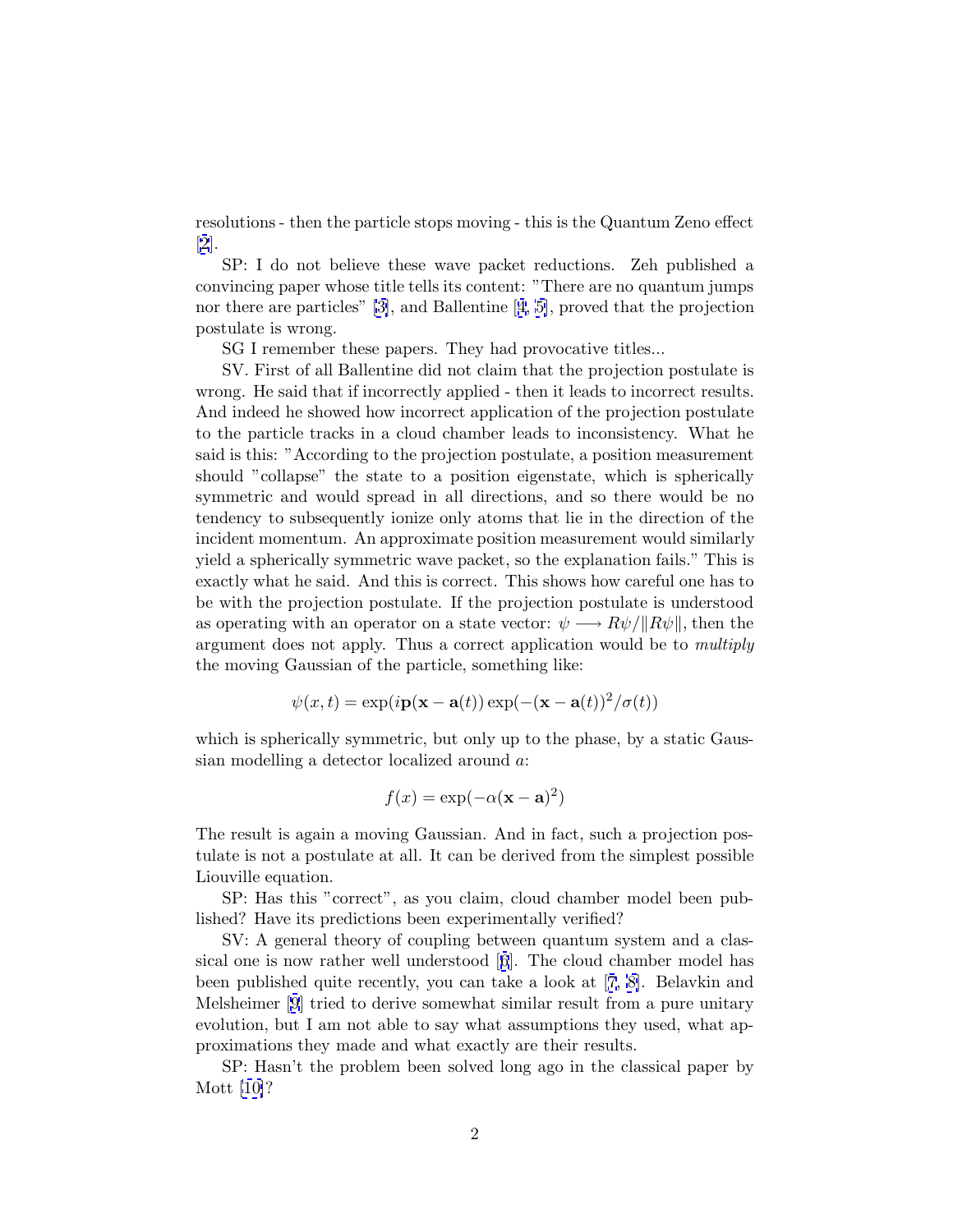resolutions - then the particle stops moving - this is the Quantum Zeno effect [2].

SP: I do not believe these wave packet reductions. Zeh published a convincing paper whose title tells its content: "There are no quantum jumps nor there are particles" [3], and Ballentine [4, 5], proved that the projection postulate is wrong.

SG I remember these papers. They had provocative titles...

SV. First of all Ballentine did not claim that the projection postulate is wrong. He said that if incorrectly applied - then it leads to incorrect results. And indeed he showed how incorrect application of the projection postulate to the particle tracks in a cloud chamber leads to inconsistency. What he said is this: "According to the projection postulate, a position measurement should "collapse" the state to a position eigenstate, which is spherically symmetric and would spread in all directions, and so there would be no tendency to subsequently ionize only atoms that lie in the direction of the incident momentum. An approximate position measurement would similarly yield a spherically symmetric wave packet, so the explanation fails." This is exactly what he said. And this is correct. This shows how careful one has to be with the projection postulate. If the projection postulate is understood as operating with an operator on a state vector: $\psi \longrightarrow R\psi/\|R\psi\|$, then the argument does not apply. Thus a correct application would be to *multiply* the moving Gaussian of the particle, something like:

$$\psi(x,t) = \exp(i\mathbf{p}(\mathbf{x}-\mathbf{a}(t))\exp(-(\mathbf{x}-\mathbf{a}(t))^2/\sigma(t))$$

which is spherically symmetric, but only up to the phase, by a static Gaussian modelling a detector localized around $a$:

$$f(x) = \exp(-\alpha(\mathbf{x}-\mathbf{a})^2)$$

The result is again a moving Gaussian. And in fact, such a projection postulate is not a postulate at all. It can be derived from the simplest possible Liouville equation.

SP: Has this "correct", as you claim, cloud chamber model been published? Have its predictions been experimentally verified?

SV: A general theory of coupling between quantum system and a classical one is now rather well understood [6]. The cloud chamber model has been published quite recently, you can take a look at [7, 8]. Belavkin and Melsheimer [9] tried to derive somewhat similar result from a pure unitary evolution, but I am not able to say what assumptions they used, what approximations they made and what exactly are their results.

SP: Hasn't the problem been solved long ago in the classical paper by Mott [10]?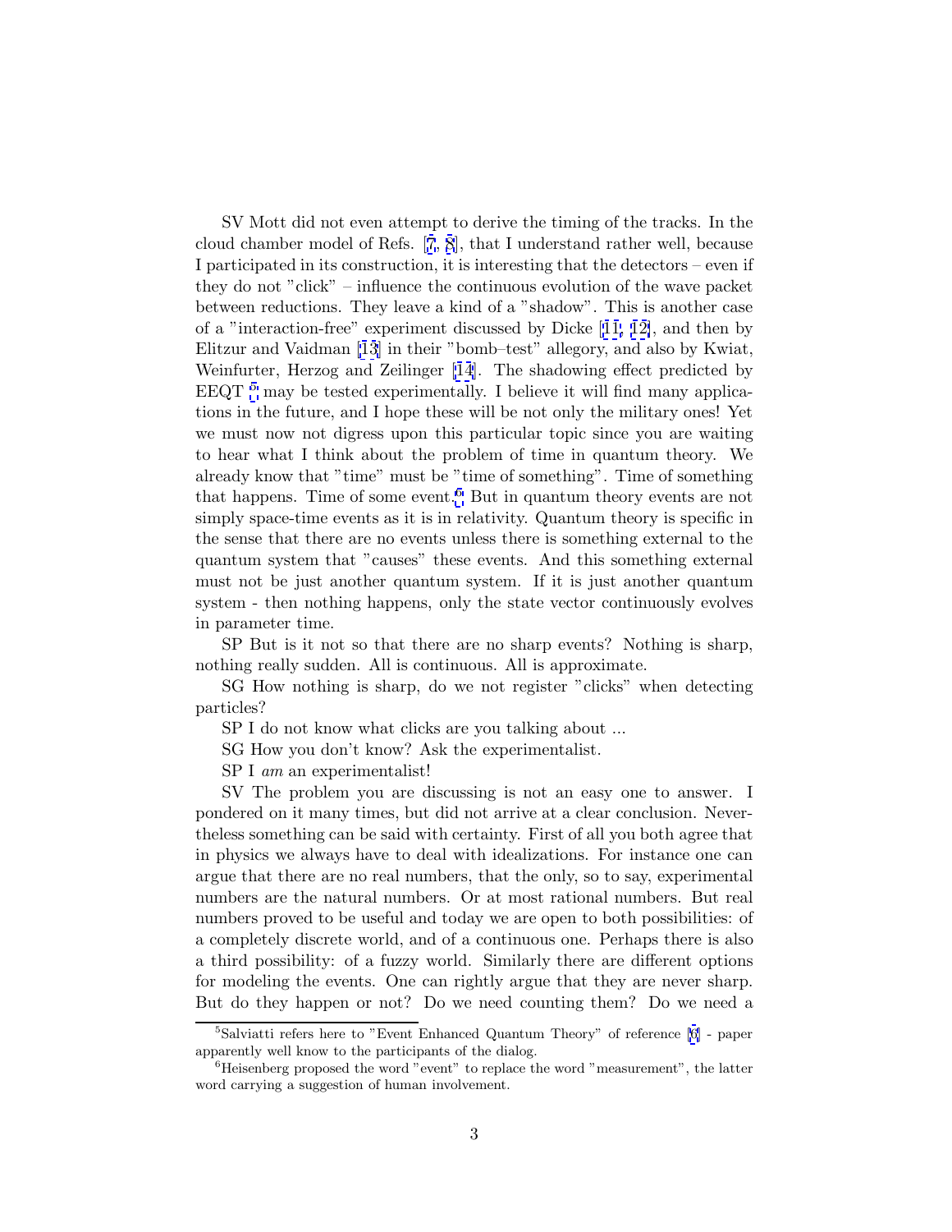SV Mott did not even attempt to derive the timing of the tracks. In the cloud chamber model of Refs. [7, 8], that I understand rather well, because I participated in its construction, it is interesting that the detectors – even if they do not "click" – influence the continuous evolution of the wave packet between reductions. They leave a kind of a "shadow". This is another case of a "interaction-free" experiment discussed by Dicke [11, 12], and then by Elitzur and Vaidman [13] in their "bomb–test" allegory, and also by Kwiat, Weinfurter, Herzog and Zeilinger [14]. The shadowing effect predicted by EEQT [5] may be tested experimentally. I believe it will find many applications in the future, and I hope these will be not only the military ones! Yet we must now not digress upon this particular topic since you are waiting to hear what I think about the problem of time in quantum theory. We already know that "time" must be "time of something". Time of something that happens. Time of some event.[6] But in quantum theory events are not simply space-time events as it is in relativity. Quantum theory is specific in the sense that there are no events unless there is something external to the quantum system that "causes" these events. And this something external must not be just another quantum system. If it is just another quantum system - then nothing happens, only the state vector continuously evolves in parameter time.

SP But is it not so that there are no sharp events? Nothing is sharp, nothing really sudden. All is continuous. All is approximate.

SG How nothing is sharp, do we not register "clicks" when detecting particles?

SP I do not know what clicks are you talking about ...

SG How you don't know? Ask the experimentalist.

SP I *am* an experimentalist!

SV The problem you are discussing is not an easy one to answer. I pondered on it many times, but did not arrive at a clear conclusion. Nevertheless something can be said with certainty. First of all you both agree that in physics we always have to deal with idealizations. For instance one can argue that there are no real numbers, that the only, so to say, experimental numbers are the natural numbers. Or at most rational numbers. But real numbers proved to be useful and today we are open to both possibilities: of a completely discrete world, and of a continuous one. Perhaps there is also a third possibility: of a fuzzy world. Similarly there are different options for modeling the events. One can rightly argue that they are never sharp. But do they happen or not? Do we need counting them? Do we need a

[5] Salviatti refers here to "Event Enhanced Quantum Theory" of reference [6] - paper apparently well know to the participants of the dialog.

[6] Heisenberg proposed the word "event" to replace the word "measurement", the latter word carrying a suggestion of human involvement.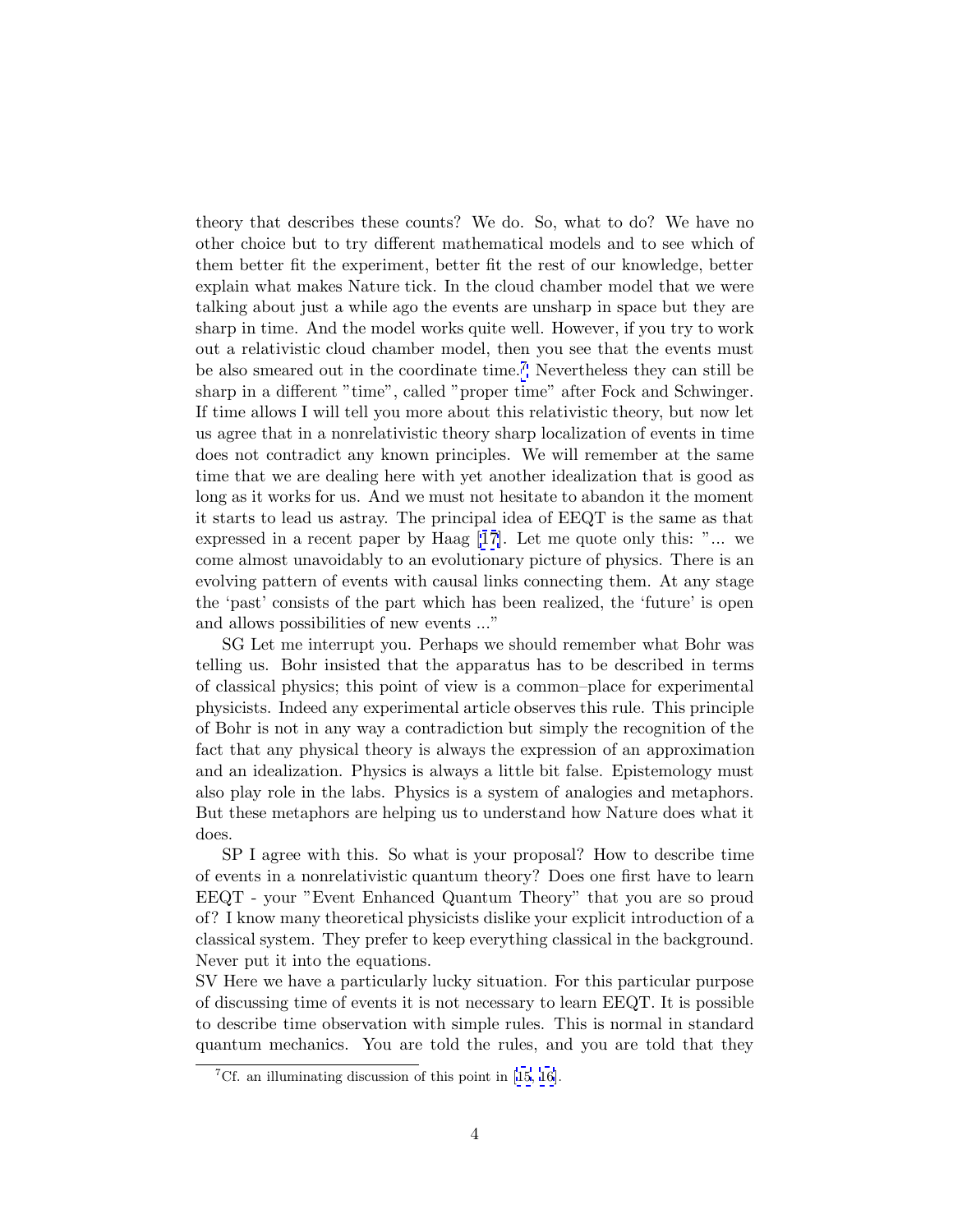theory that describes these counts? We do. So, what to do? We have no other choice but to try different mathematical models and to see which of them better fit the experiment, better fit the rest of our knowledge, better explain what makes Nature tick. In the cloud chamber model that we were talking about just a while ago the events are unsharp in space but they are sharp in time. And the model works quite well. However, if you try to work out a relativistic cloud chamber model, then you see that the events must be also smeared out in the coordinate time.[7] Nevertheless they can still be sharp in a different "time", called "proper time" after Fock and Schwinger. If time allows I will tell you more about this relativistic theory, but now let us agree that in a nonrelativistic theory sharp localization of events in time does not contradict any known principles. We will remember at the same time that we are dealing here with yet another idealization that is good as long as it works for us. And we must not hesitate to abandon it the moment it starts to lead us astray. The principal idea of EEQT is the same as that expressed in a recent paper by Haag [17]. Let me quote only this: "... we come almost unavoidably to an evolutionary picture of physics. There is an evolving pattern of events with causal links connecting them. At any stage the 'past' consists of the part which has been realized, the 'future' is open and allows possibilities of new events ..."

SG Let me interrupt you. Perhaps we should remember what Bohr was telling us. Bohr insisted that the apparatus has to be described in terms of classical physics; this point of view is a common–place for experimental physicists. Indeed any experimental article observes this rule. This principle of Bohr is not in any way a contradiction but simply the recognition of the fact that any physical theory is always the expression of an approximation and an idealization. Physics is always a little bit false. Epistemology must also play role in the labs. Physics is a system of analogies and metaphors. But these metaphors are helping us to understand how Nature does what it does.

SP I agree with this. So what is your proposal? How to describe time of events in a nonrelativistic quantum theory? Does one first have to learn EEQT - your "Event Enhanced Quantum Theory" that you are so proud of? I know many theoretical physicists dislike your explicit introduction of a classical system. They prefer to keep everything classical in the background. Never put it into the equations.

SV Here we have a particularly lucky situation. For this particular purpose of discussing time of events it is not necessary to learn EEQT. It is possible to describe time observation with simple rules. This is normal in standard quantum mechanics. You are told the rules, and you are told that they

[7] Cf. an illuminating discussion of this point in [15, 16].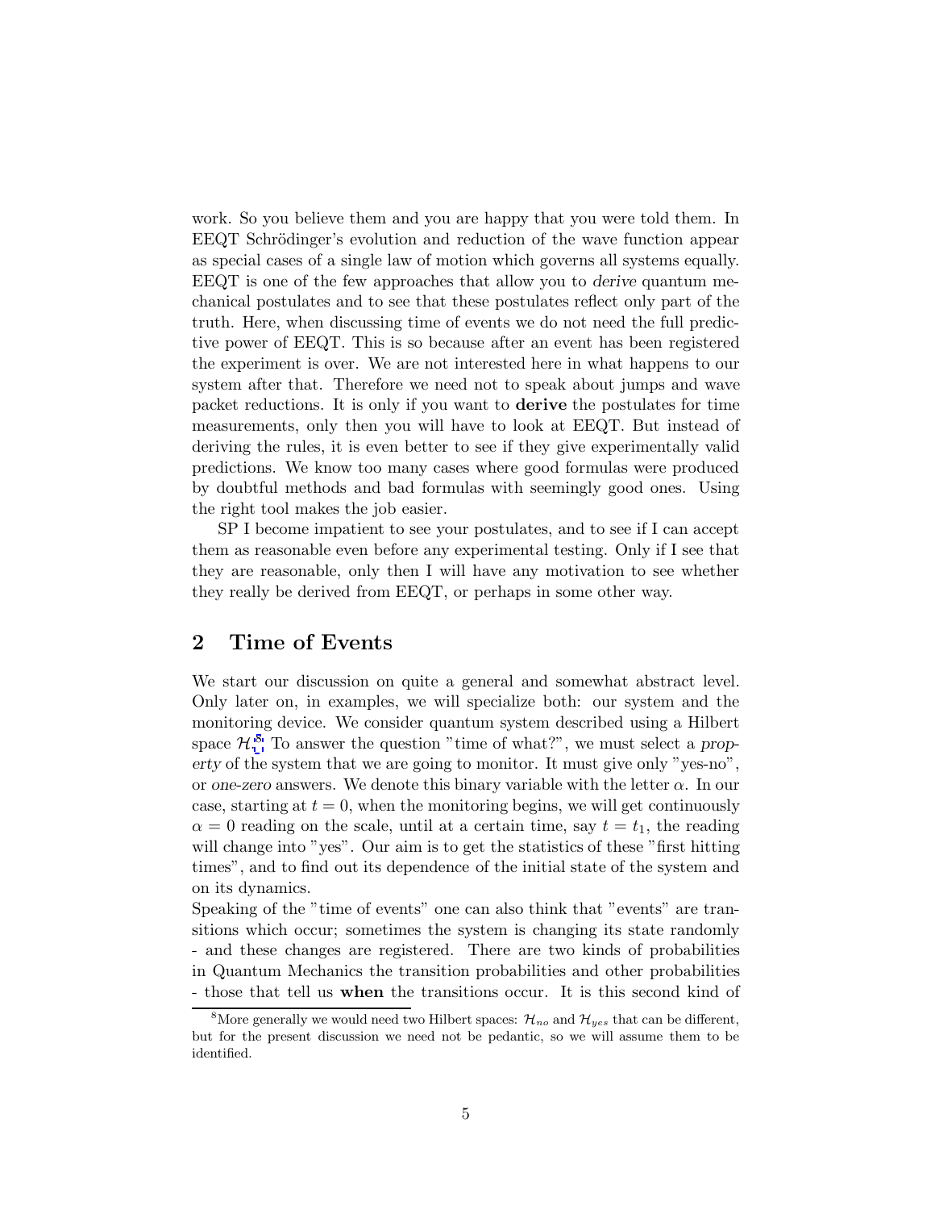work. So you believe them and you are happy that you were told them. In EEQT Schrödinger's evolution and reduction of the wave function appear as special cases of a single law of motion which governs all systems equally. EEQT is one of the few approaches that allow you to *derive* quantum mechanical postulates and to see that these postulates reflect only part of the truth. Here, when discussing time of events we do not need the full predictive power of EEQT. This is so because after an event has been registered the experiment is over. We are not interested here in what happens to our system after that. Therefore we need not to speak about jumps and wave packet reductions. It is only if you want to **derive** the postulates for time measurements, only then you will have to look at EEQT. But instead of deriving the rules, it is even better to see if they give experimentally valid predictions. We know too many cases where good formulas were produced by doubtful methods and bad formulas with seemingly good ones. Using the right tool makes the job easier.

SP I become impatient to see your postulates, and to see if I can accept them as reasonable even before any experimental testing. Only if I see that they are reasonable, only then I will have any motivation to see whether they really be derived from EEQT, or perhaps in some other way.

## 2 Time of Events

We start our discussion on quite a general and somewhat abstract level. Only later on, in examples, we will specialize both: our system and the monitoring device. We consider quantum system described using a Hilbert space $\mathcal{H}$.[8] To answer the question "time of what?", we must select a *property* of the system that we are going to monitor. It must give only "yes-no", or *one-zero* answers. We denote this binary variable with the letter $\alpha$. In our case, starting at $t = 0$, when the monitoring begins, we will get continuously $\alpha = 0$ reading on the scale, until at a certain time, say $t = t_1$, the reading will change into "yes". Our aim is to get the statistics of these "first hitting times", and to find out its dependence of the initial state of the system and on its dynamics.

Speaking of the "time of events" one can also think that "events" are transitions which occur; sometimes the system is changing its state randomly - and these changes are registered. There are two kinds of probabilities in Quantum Mechanics the transition probabilities and other probabilities - those that tell us **when** the transitions occur. It is this second kind of

[8] More generally we would need two Hilbert spaces: $\mathcal{H}_{no}$ and $\mathcal{H}_{yes}$ that can be different, but for the present discussion we need not be pedantic, so we will assume them to be identified.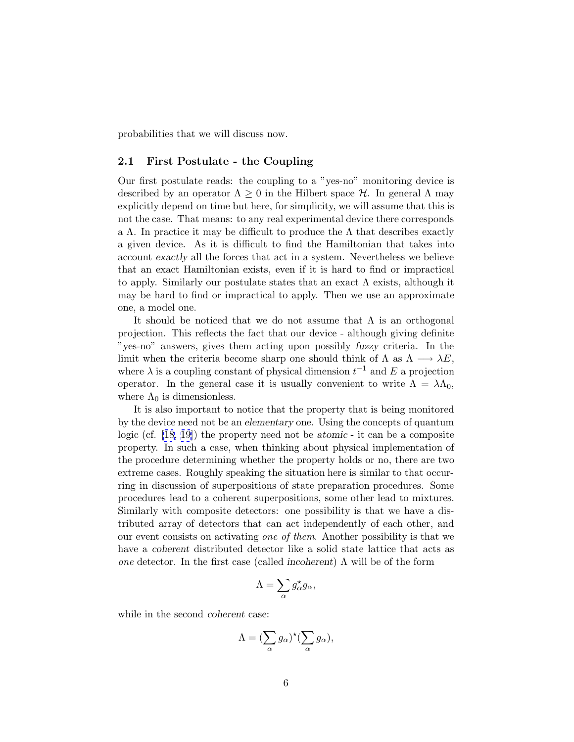probabilities that we will discuss now.

### 2.1 First Postulate - the Coupling

Our first postulate reads: the coupling to a "yes-no" monitoring device is described by an operator $\Lambda \geq 0$ in the Hilbert space $\mathcal{H}$. In general $\Lambda$ may explicitly depend on time but here, for simplicity, we will assume that this is not the case. That means: to any real experimental device there corresponds a $\Lambda$. In practice it may be difficult to produce the $\Lambda$ that describes exactly a given device. As it is difficult to find the Hamiltonian that takes into account *exactly* all the forces that act in a system. Nevertheless we believe that an exact Hamiltonian exists, even if it is hard to find or impractical to apply. Similarly our postulate states that an exact $\Lambda$ exists, although it may be hard to find or impractical to apply. Then we use an approximate one, a model one.

It should be noticed that we do not assume that $\Lambda$ is an orthogonal projection. This reflects the fact that our device - although giving definite "yes-no" answers, gives them acting upon possibly *fuzzy* criteria. In the limit when the criteria become sharp one should think of $\Lambda$ as $\Lambda \longrightarrow \lambda E$, where $\lambda$ is a coupling constant of physical dimension $t^{-1}$ and $E$ a projection operator. In the general case it is usually convenient to write $\Lambda = \lambda \Lambda_0$, where $\Lambda_0$ is dimensionless.

It is also important to notice that the property that is being monitored by the device need not be an *elementary* one. Using the concepts of quantum logic (cf. [18, 19]) the property need not be *atomic* - it can be a composite property. In such a case, when thinking about physical implementation of the procedure determining whether the property holds or no, there are two extreme cases. Roughly speaking the situation here is similar to that occurring in discussion of superpositions of state preparation procedures. Some procedures lead to a coherent superpositions, some other lead to mixtures. Similarly with composite detectors: one possibility is that we have a distributed array of detectors that can act independently of each other, and our event consists on activating *one of them*. Another possibility is that we have a *coherent* distributed detector like a solid state lattice that acts as *one* detector. In the first case (called *incoherent*) $\Lambda$ will be of the form

$$\Lambda = \sum_{\alpha} g_{\alpha}^{\star} g_{\alpha},$$

while in the second *coherent* case:

$$\Lambda = (\sum_{\alpha} g_{\alpha})^{\star} (\sum_{\alpha} g_{\alpha}),$$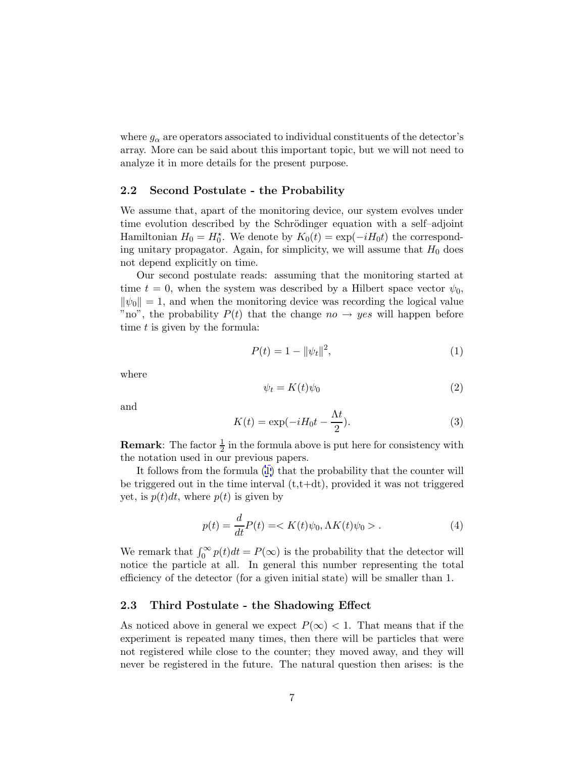where $g_\alpha$ are operators associated to individual constituents of the detector's array. More can be said about this important topic, but we will not need to analyze it in more details for the present purpose.

### 2.2 Second Postulate - the Probability

We assume that, apart of the monitoring device, our system evolves under time evolution described by the Schrödinger equation with a self–adjoint Hamiltonian $H_0 = H_0^\star$. We denote by $K_0(t) = \exp(-iH_0 t)$ the corresponding unitary propagator. Again, for simplicity, we will assume that $H_0$ does not depend explicitly on time.

Our second postulate reads: assuming that the monitoring started at time $t = 0$, when the system was described by a Hilbert space vector $\psi_0$, $\|\psi_0\| = 1$, and when the monitoring device was recording the logical value "no", the probability $P(t)$ that the change *no* $\rightarrow$ *yes* will happen before time $t$ is given by the formula:

$$P(t) = 1 - \|\psi_t\|^2, \tag{1}$$

where

$$\psi_t = K(t)\psi_0 \tag{2}$$

and

$$K(t) = \exp(-iH_0 t - \frac{\Lambda t}{2}). \tag{3}$$

**Remark**: The factor $\frac{1}{2}$ in the formula above is put here for consistency with the notation used in our previous papers.

It follows from the formula (1) that the probability that the counter will be triggered out in the time interval (t,t+dt), provided it was not triggered yet, is $p(t)dt$, where $p(t)$ is given by

$$p(t) = \frac{d}{dt}P(t) = < K(t)\psi_0, \Lambda K(t)\psi_0 > . \tag{4}$$

We remark that $\int_0^\infty p(t)dt = P(\infty)$ is the probability that the detector will notice the particle at all. In general this number representing the total efficiency of the detector (for a given initial state) will be smaller than 1.

### 2.3 Third Postulate - the Shadowing Effect

As noticed above in general we expect $P(\infty) < 1$. That means that if the experiment is repeated many times, then there will be particles that were not registered while close to the counter; they moved away, and they will never be registered in the future. The natural question then arises: is the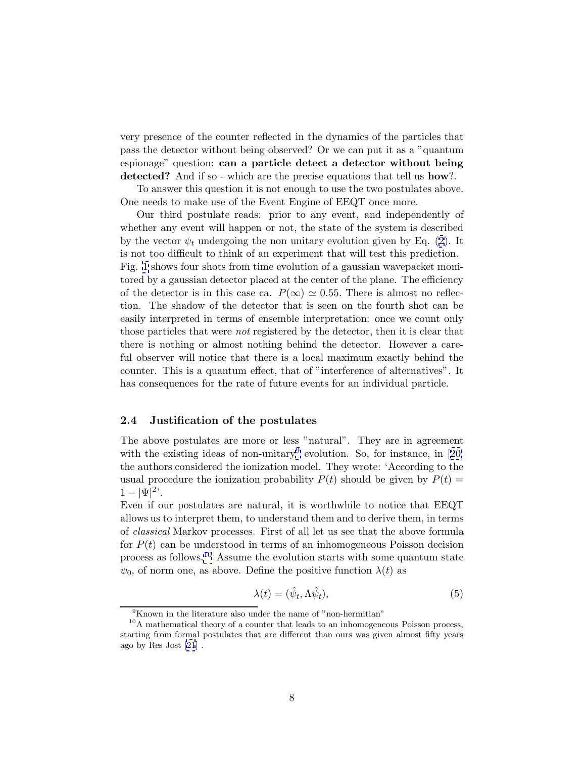very presence of the counter reflected in the dynamics of the particles that pass the detector without being observed? Or we can put it as a "quantum espionage" question: **can a particle detect a detector without being detected?** And if so - which are the precise equations that tell us **how**?.

To answer this question it is not enough to use the two postulates above. One needs to make use of the Event Engine of EEQT once more.

Our third postulate reads: prior to any event, and independently of whether any event will happen or not, the state of the system is described by the vector $\psi_t$ undergoing the non unitary evolution given by Eq. (2). It is not too difficult to think of an experiment that will test this prediction. Fig. 1 shows four shots from time evolution of a gaussian wavepacket monitored by a gaussian detector placed at the center of the plane. The efficiency of the detector is in this case ca. $P(\infty) \simeq 0.55$. There is almost no reflection. The shadow of the detector that is seen on the fourth shot can be easily interpreted in terms of ensemble interpretation: once we count only those particles that were *not* registered by the detector, then it is clear that there is nothing or almost nothing behind the detector. However a careful observer will notice that there is a local maximum exactly behind the counter. This is a quantum effect, that of "interference of alternatives". It has consequences for the rate of future events for an individual particle.

### 2.4 Justification of the postulates

The above postulates are more or less "natural". They are in agreement with the existing ideas of non-unitary[9] evolution. So, for instance, in [20] the authors considered the ionization model. They wrote: 'According to the usual procedure the ionization probability $P(t)$ should be given by $P(t) = 1 - |\Psi|^2$'.

Even if our postulates are natural, it is worthwhile to notice that EEQT allows us to interpret them, to understand them and to derive them, in terms of *classical* Markov processes. First of all let us see that the above formula for $P(t)$ can be understood in terms of an inhomogeneous Poisson decision process as follows.[10] Assume the evolution starts with some quantum state $\psi_0$, of norm one, as above. Define the positive function $\lambda(t)$ as

$$\lambda(t) = (\hat{\psi}_t, \Lambda \hat{\psi}_t), \tag{5}$$

[9] Known in the literature also under the name of "non-hermitian"

[10] A mathematical theory of a counter that leads to an inhomogeneous Poisson process, starting from formal postulates that are different than ours was given almost fifty years ago by Res Jost [21] .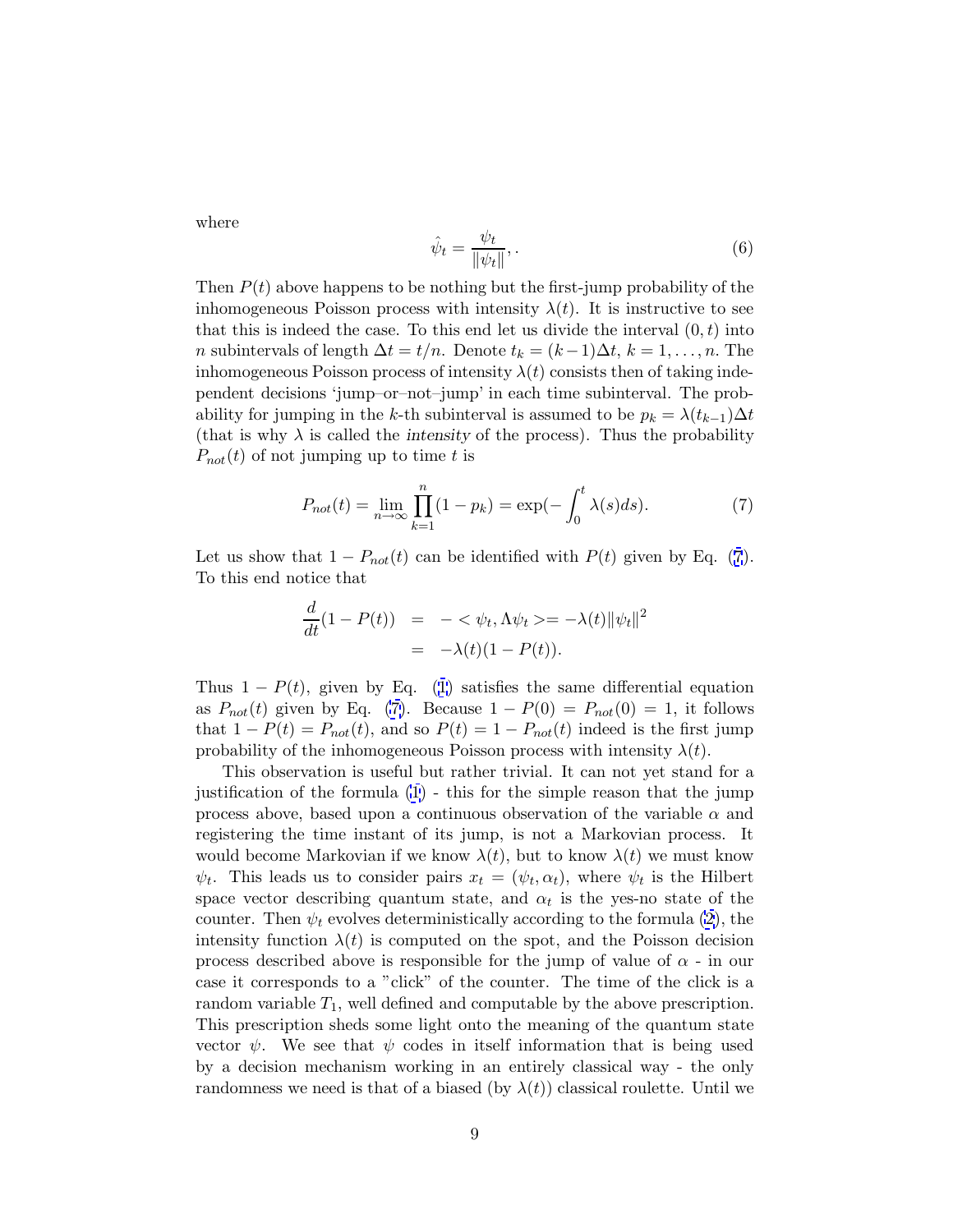where

$$\hat{\psi}_t = \frac{\psi_t}{\|\psi_t\|},. \tag{6}$$

Then $P(t)$ above happens to be nothing but the first-jump probability of the inhomogeneous Poisson process with intensity $\lambda(t)$. It is instructive to see that this is indeed the case. To this end let us divide the interval $(0, t)$ into $n$ subintervals of length $\Delta t = t/n$. Denote $t_k = (k-1)\Delta t$, $k = 1, \ldots, n$. The inhomogeneous Poisson process of intensity $\lambda(t)$ consists then of taking independent decisions 'jump–or–not–jump' in each time subinterval. The probability for jumping in the $k$-th subinterval is assumed to be $p_k = \lambda(t_{k-1})\Delta t$ (that is why $\lambda$ is called the *intensity* of the process). Thus the probability $P_{not}(t)$ of not jumping up to time $t$ is

$$P_{not}(t) = \lim_{n\to\infty} \prod_{k=1}^{n} (1 - p_k) = \exp(-\int_0^t \lambda(s) ds). \tag{7}$$

Let us show that $1 - P_{not}(t)$ can be identified with $P(t)$ given by Eq. (7). To this end notice that

$$\begin{aligned}\frac{d}{dt}(1 - P(t)) &= -<\psi_t, \Lambda\psi_t> = -\lambda(t)\|\psi_t\|^2 \\ &= -\lambda(t)(1 - P(t)).\end{aligned}$$

Thus $1 - P(t)$, given by Eq. (1) satisfies the same differential equation as $P_{not}(t)$ given by Eq. (7). Because $1 - P(0) = P_{not}(0) = 1$, it follows that $1 - P(t) = P_{not}(t)$, and so $P(t) = 1 - P_{not}(t)$ indeed is the first jump probability of the inhomogeneous Poisson process with intensity $\lambda(t)$.

This observation is useful but rather trivial. It can not yet stand for a justification of the formula (1) - this for the simple reason that the jump process above, based upon a continuous observation of the variable $\alpha$ and registering the time instant of its jump, is not a Markovian process. It would become Markovian if we know $\lambda(t)$, but to know $\lambda(t)$ we must know $\psi_t$. This leads us to consider pairs $x_t = (\psi_t, \alpha_t)$, where $\psi_t$ is the Hilbert space vector describing quantum state, and $\alpha_t$ is the yes-no state of the counter. Then $\psi_t$ evolves deterministically according to the formula (2), the intensity function $\lambda(t)$ is computed on the spot, and the Poisson decision process described above is responsible for the jump of value of $\alpha$ - in our case it corresponds to a "click" of the counter. The time of the click is a random variable $T_1$, well defined and computable by the above prescription. This prescription sheds some light onto the meaning of the quantum state vector $\psi$. We see that $\psi$ codes in itself information that is being used by a decision mechanism working in an entirely classical way - the only randomness we need is that of a biased (by $\lambda(t)$) classical roulette. Until we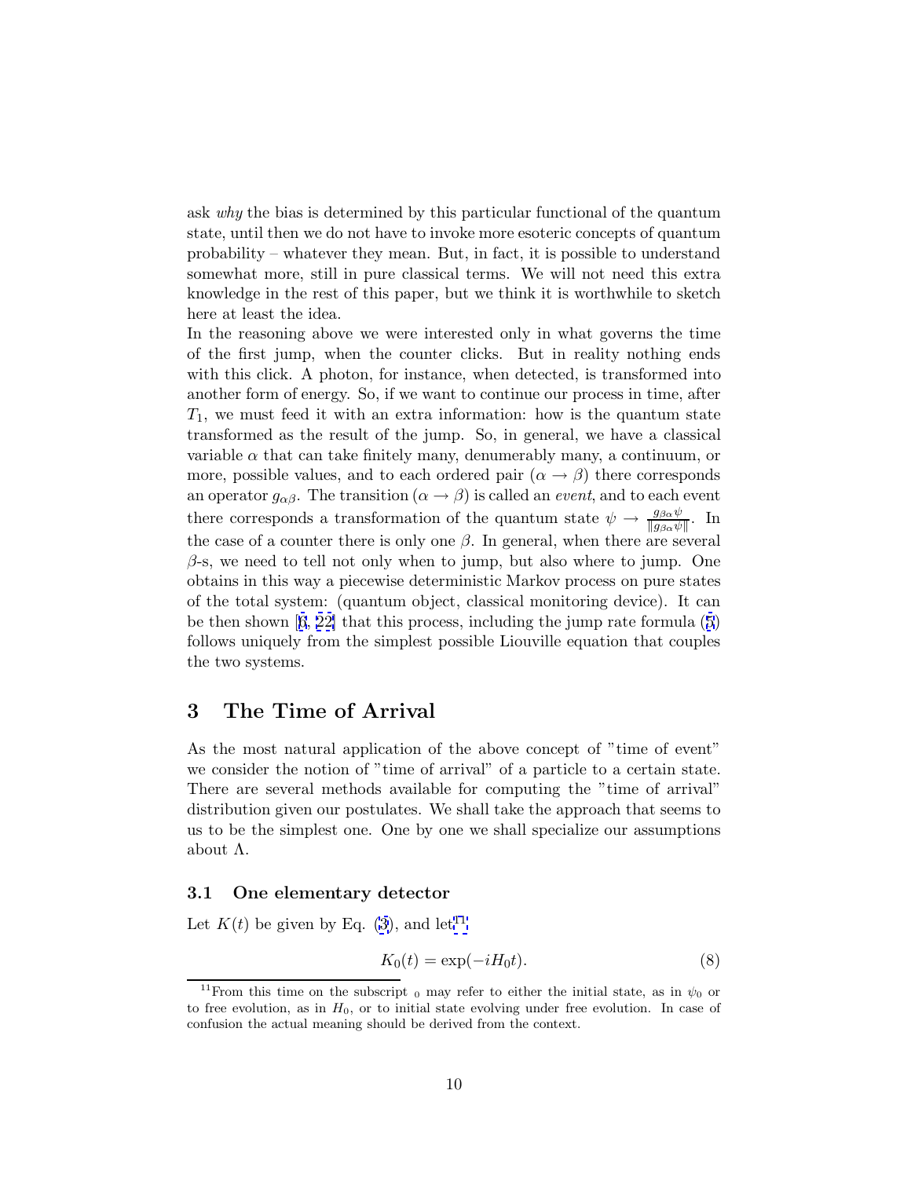ask *why* the bias is determined by this particular functional of the quantum state, until then we do not have to invoke more esoteric concepts of quantum probability – whatever they mean. But, in fact, it is possible to understand somewhat more, still in pure classical terms. We will not need this extra knowledge in the rest of this paper, but we think it is worthwhile to sketch here at least the idea.

In the reasoning above we were interested only in what governs the time of the first jump, when the counter clicks. But in reality nothing ends with this click. A photon, for instance, when detected, is transformed into another form of energy. So, if we want to continue our process in time, after $T_1$, we must feed it with an extra information: how is the quantum state transformed as the result of the jump. So, in general, we have a classical variable $\alpha$ that can take finitely many, denumerably many, a continuum, or more, possible values, and to each ordered pair $(\alpha \rightarrow \beta)$ there corresponds an operator $g_{\alpha\beta}$. The transition $(\alpha \rightarrow \beta)$ is called an *event*, and to each event there corresponds a transformation of the quantum state $\psi \rightarrow \frac{g_{\beta\alpha}\psi}{\|g_{\beta\alpha}\psi\|}$. In the case of a counter there is only one $\beta$. In general, when there are several $\beta$-s, we need to tell not only when to jump, but also where to jump. One obtains in this way a piecewise deterministic Markov process on pure states of the total system: (quantum object, classical monitoring device). It can be then shown [6, 22] that this process, including the jump rate formula (5) follows uniquely from the simplest possible Liouville equation that couples the two systems.

## 3 The Time of Arrival

As the most natural application of the above concept of "time of event" we consider the notion of "time of arrival" of a particle to a certain state. There are several methods available for computing the "time of arrival" distribution given our postulates. We shall take the approach that seems to us to be the simplest one. One by one we shall specialize our assumptions about $\Lambda$.

### 3.1 One elementary detector

Let $K(t)$ be given by Eq. (3), and let[11]

$$K_0(t) = \exp(-iH_0 t). \tag{8}$$

[11] From this time on the subscript $_0$ may refer to either the initial state, as in $\psi_0$ or to free evolution, as in $H_0$, or to initial state evolving under free evolution. In case of confusion the actual meaning should be derived from the context.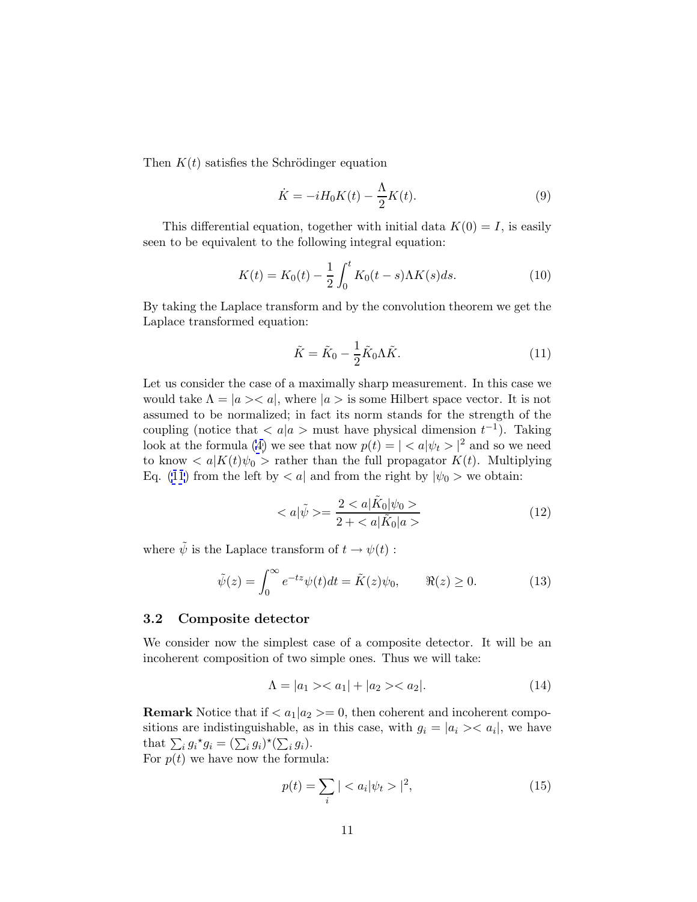Then $K(t)$ satisfies the Schrödinger equation

$$\dot{K} = -iH_0K(t) - \frac{\Lambda}{2}K(t). \tag{9}$$

This differential equation, together with initial data $K(0) = I$, is easily seen to be equivalent to the following integral equation:

$$K(t) = K_0(t) - \frac{1}{2}\int_0^t K_0(t-s)\Lambda K(s)ds. \tag{10}$$

By taking the Laplace transform and by the convolution theorem we get the Laplace transformed equation:

$$\tilde{K} = \tilde{K}_0 - \frac{1}{2}\tilde{K}_0\Lambda\tilde{K}. \tag{11}$$

Let us consider the case of a maximally sharp measurement. In this case we would take $\Lambda = |a><a|$, where $|a>$ is some Hilbert space vector. It is not assumed to be normalized; in fact its norm stands for the strength of the coupling (notice that $<a|a>$ must have physical dimension $t^{-1}$). Taking look at the formula (4) we see that now $p(t) = |<a|\psi_t>|^2$ and so we need to know $<a|K(t)\psi_0>$ rather than the full propagator $K(t)$. Multiplying Eq. (11) from the left by $<a|$ and from the right by $|\psi_0>$ we obtain:

$$<a|\tilde{\psi}> = \frac{2<a|\tilde{K}_0|\psi_0>}{2+<a|\tilde{K}_0|a>} \tag{12}$$

where $\tilde{\psi}$ is the Laplace transform of $t \rightarrow \psi(t)$ :

$$\tilde{\psi}(z) = \int_0^\infty e^{-tz}\psi(t)dt = \tilde{K}(z)\psi_0, \qquad \Re(z) \geq 0. \tag{13}$$

### 3.2 Composite detector

We consider now the simplest case of a composite detector. It will be an incoherent composition of two simple ones. Thus we will take:

$$\Lambda = |a_1><a_1| + |a_2><a_2|. \tag{14}$$

**Remark** Notice that if $<a_1|a_2> = 0$, then coherent and incoherent compositions are indistinguishable, as in this case, with $g_i = |a_i><a_i|$, we have that $\sum_i {g_i}^\star g_i = (\sum_i g_i)^\star(\sum_i g_i)$.
For $p(t)$ we have now the formula:

$$p(t) = \sum_i |<a_i|\psi_t>|^2, \tag{15}$$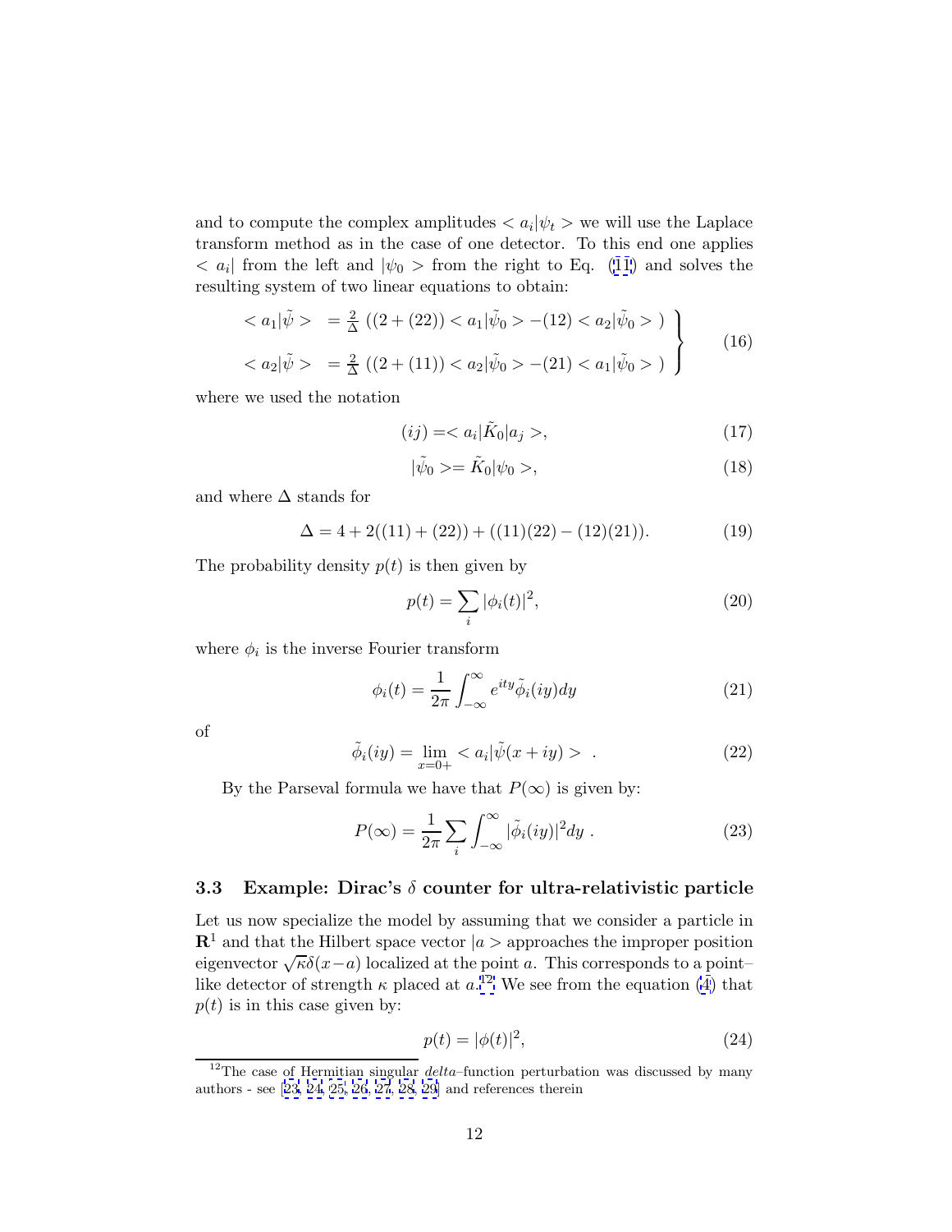and to compute the complex amplitudes $< a_i|\psi_t >$ we will use the Laplace transform method as in the case of one detector. To this end one applies $< a_i|$ from the left and $|\psi_0 >$ from the right to Eq. (11) and solves the resulting system of two linear equations to obtain:

$$\left. \begin{aligned} < a_1|\tilde{\psi} > &= \tfrac{2}{\Delta} \left( (2 + (22)) < a_1|\tilde{\psi}_0 > -(12) < a_2|\tilde{\psi}_0 > \right) \\ < a_2|\tilde{\psi} > &= \tfrac{2}{\Delta} \left( (2 + (11)) < a_2|\tilde{\psi}_0 > -(21) < a_1|\tilde{\psi}_0 > \right) \end{aligned} \right\} \tag{16}$$

where we used the notation

$$(ij) =< a_i|\tilde{K}_0|a_j >, \tag{17}$$

$$|\tilde{\psi}_0 >= \tilde{K}_0|\psi_0 >, \tag{18}$$

and where $\Delta$ stands for

$$\Delta = 4 + 2((11) + (22)) + ((11)(22) - (12)(21)). \tag{19}$$

The probability density $p(t)$ is then given by

$$p(t) = \sum_i |\phi_i(t)|^2, \tag{20}$$

where $\phi_i$ is the inverse Fourier transform

$$\phi_i(t) = \frac{1}{2\pi} \int_{-\infty}^{\infty} e^{ity} \tilde{\phi}_i(iy) dy \tag{21}$$

of

$$\tilde{\phi}_i(iy) = \lim_{x=0+} < a_i|\tilde{\psi}(x + iy) > \ . \tag{22}$$

By the Parseval formula we have that $P(\infty)$ is given by:

$$P(\infty) = \frac{1}{2\pi} \sum_i \int_{-\infty}^{\infty} |\tilde{\phi}_i(iy)|^2 dy \ . \tag{23}$$

### 3.3 Example: Dirac's $\delta$ counter for ultra-relativistic particle

Let us now specialize the model by assuming that we consider a particle in $\mathbf{R}^1$ and that the Hilbert space vector $|a >$ approaches the improper position eigenvector $\sqrt{\kappa}\delta(x-a)$ localized at the point $a$. This corresponds to a point–like detector of strength $\kappa$ placed at $a$.[12] We see from the equation (4) that $p(t)$ is in this case given by:

$$p(t) = |\phi(t)|^2, \tag{24}$$

[12]The case of Hermitian singular *delta*–function perturbation was discussed by many authors - see [23, 24, 25, 26, 27, 28, 29] and references therein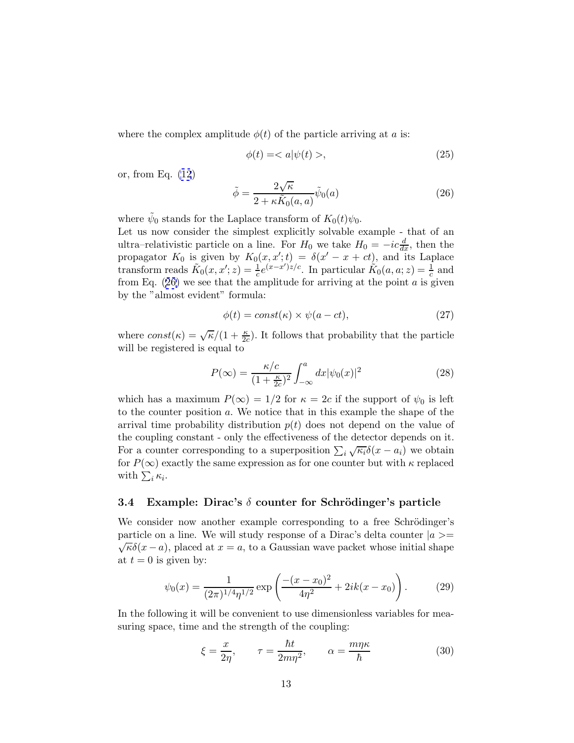where the complex amplitude $\phi(t)$ of the particle arriving at $a$ is:

$$\phi(t) = < a|\psi(t) >, \tag{25}$$

or, from Eq. (12)

$$\tilde{\phi} = \frac{2\sqrt{\kappa}}{2 + \kappa \tilde{K}_0(a,a)} \tilde{\psi}_0(a) \tag{26}$$

where $\tilde{\psi}_0$ stands for the Laplace transform of $K_0(t)\psi_0$.

Let us now consider the simplest explicitly solvable example - that of an ultra–relativistic particle on a line. For $H_0$ we take $H_0 = -ic\frac{d}{dx}$, then the propagator $K_0$ is given by $K_0(x, x'; t) = \delta(x' - x + ct)$, and its Laplace transform reads $\tilde{K}_0(x, x'; z) = \frac{1}{c} e^{(x-x')z/c}$. In particular $\tilde{K}_0(a, a; z) = \frac{1}{c}$ and from Eq. (26) we see that the amplitude for arriving at the point $a$ is given by the "almost evident" formula:

$$\phi(t) = const(\kappa) \times \psi(a - ct), \tag{27}$$

where $const(\kappa) = \sqrt{\kappa}/(1 + \frac{\kappa}{2c})$. It follows that probability that the particle will be registered is equal to

$$P(\infty) = \frac{\kappa/c}{(1 + \frac{\kappa}{2c})^2} \int_{-\infty}^{a} dx |\psi_0(x)|^2 \tag{28}$$

which has a maximum $P(\infty) = 1/2$ for $\kappa = 2c$ if the support of $\psi_0$ is left to the counter position $a$. We notice that in this example the shape of the arrival time probability distribution $p(t)$ does not depend on the value of the coupling constant - only the effectiveness of the detector depends on it. For a counter corresponding to a superposition $\sum_i \sqrt{\kappa_i}\delta(x - a_i)$ we obtain for $P(\infty)$ exactly the same expression as for one counter but with $\kappa$ replaced with $\sum_i \kappa_i$.

### 3.4 Example: Dirac's $\delta$ counter for Schrödinger's particle

We consider now another example corresponding to a free Schrödinger's particle on a line. We will study response of a Dirac's delta counter $|a\rangle = \sqrt{\kappa}\delta(x - a)$, placed at $x = a$, to a Gaussian wave packet whose initial shape at $t = 0$ is given by:

$$\psi_0(x) = \frac{1}{(2\pi)^{1/4}\eta^{1/2}} \exp\left(\frac{-(x - x_0)^2}{4\eta^2} + 2ik(x - x_0)\right). \tag{29}$$

In the following it will be convenient to use dimensionless variables for measuring space, time and the strength of the coupling:

$$\xi = \frac{x}{2\eta}, \qquad \tau = \frac{\hbar t}{2m\eta^2}, \qquad \alpha = \frac{m\eta\kappa}{\hbar} \tag{30}$$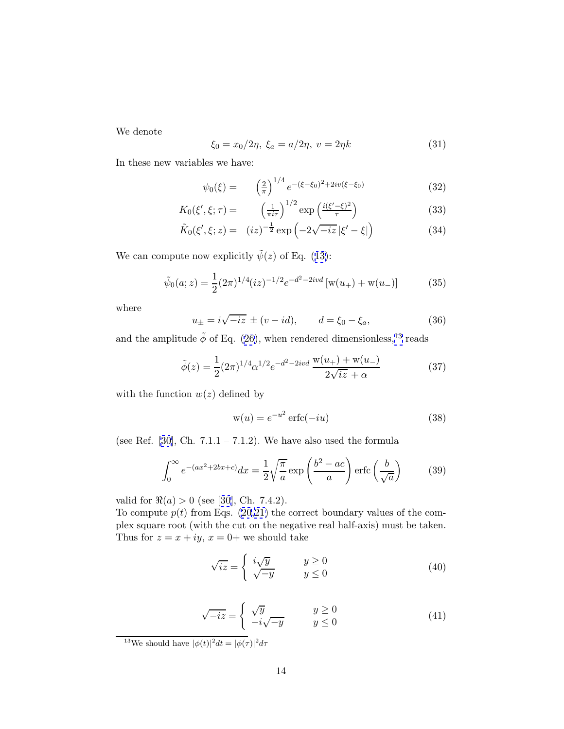We denote

$$\xi_0 = x_0/2\eta,\ \xi_a = a/2\eta,\ v = 2\eta k \tag{31}$$

In these new variables we have:

$$\psi_0(\xi) = \left(\frac{2}{\pi}\right)^{1/4} e^{-(\xi-\xi_0)^2+2iv(\xi-\xi_0)} \tag{32}$$

$$K_0(\xi',\xi;\tau) = \left(\frac{1}{\pi i\tau}\right)^{1/2} \exp\left(\frac{i(\xi'-\xi)^2}{\tau}\right) \tag{33}$$

$$\tilde{K}_0(\xi',\xi;z) = (iz)^{-\frac{1}{2}} \exp\left(-2\sqrt{-iz}\,|\xi'-\xi|\right) \tag{34}$$

We can compute now explicitly $\tilde{\psi}(z)$ of Eq. (13):

$$\tilde{\psi}_0(a;z) = \frac{1}{2}(2\pi)^{1/4}(iz)^{-1/2}e^{-d^2-2ivd}\left[\mathrm{w}(u_+)+\mathrm{w}(u_-)\right] \tag{35}$$

where

$$u_\pm = i\sqrt{-iz}\,\pm(v-id), \qquad d = \xi_0-\xi_a, \tag{36}$$

and the amplitude $\tilde{\phi}$ of Eq. (26), when rendered dimensionless,[13] reads

$$\tilde{\phi}(z) = \frac{1}{2}(2\pi)^{1/4}\alpha^{1/2}e^{-d^2-2ivd}\,\frac{\mathrm{w}(u_+)+\mathrm{w}(u_-)}{2\sqrt{iz}+\alpha} \tag{37}$$

with the function $w(z)$ defined by

$$\mathrm{w}(u) = e^{-u^2}\,\mathrm{erfc}(-iu) \tag{38}$$

(see Ref. [30], Ch. 7.1.1 – 7.1.2). We have also used the formula

$$\int_0^\infty e^{-(ax^2+2bx+c)}dx = \frac{1}{2}\sqrt{\frac{\pi}{a}}\exp\left(\frac{b^2-ac}{a}\right)\mathrm{erfc}\left(\frac{b}{\sqrt{a}}\right) \tag{39}$$

valid for $\Re(a) > 0$ (see [30], Ch. 7.4.2).
To compute $p(t)$ from Eqs. (20,21) the correct boundary values of the complex square root (with the cut on the negative real half-axis) must be taken. Thus for $z = x+iy$, $x = 0+$ we should take

$$\sqrt{iz} = \begin{cases} i\sqrt{y} & y \geq 0 \\ \sqrt{-y} & y \leq 0 \end{cases} \tag{40}$$

$$\sqrt{-iz} = \begin{cases} \sqrt{y} & y \geq 0 \\ -i\sqrt{-y} & y \leq 0 \end{cases} \tag{41}$$

[13] We should have $|\phi(t)|^2dt = |\phi(\tau)|^2d\tau$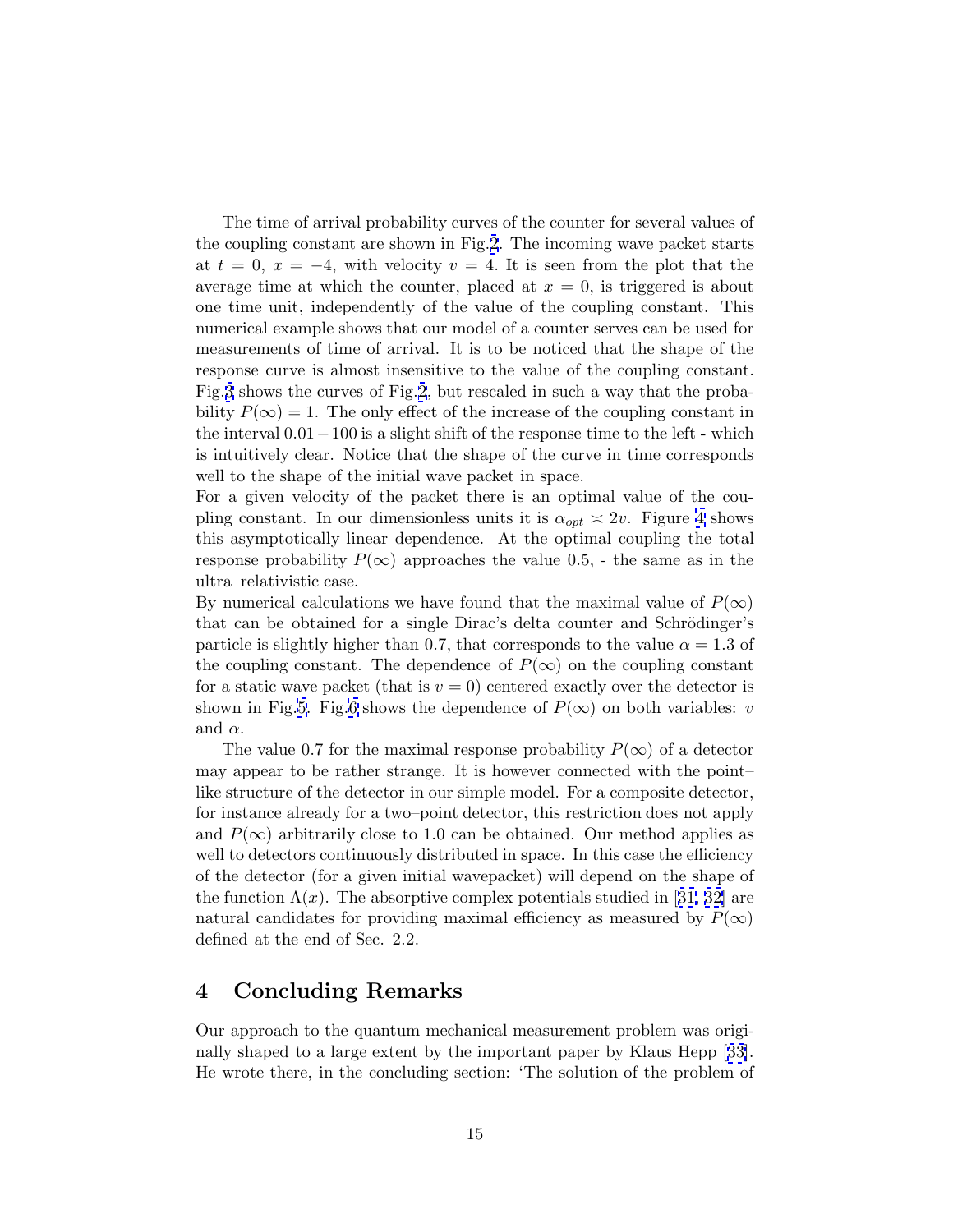The time of arrival probability curves of the counter for several values of the coupling constant are shown in Fig.2. The incoming wave packet starts at $t = 0$, $x = -4$, with velocity $v = 4$. It is seen from the plot that the average time at which the counter, placed at $x = 0$, is triggered is about one time unit, independently of the value of the coupling constant. This numerical example shows that our model of a counter serves can be used for measurements of time of arrival. It is to be noticed that the shape of the response curve is almost insensitive to the value of the coupling constant. Fig.3 shows the curves of Fig.2, but rescaled in such a way that the probability $P(\infty) = 1$. The only effect of the increase of the coupling constant in the interval $0.01 - 100$ is a slight shift of the response time to the left - which is intuitively clear. Notice that the shape of the curve in time corresponds well to the shape of the initial wave packet in space.

For a given velocity of the packet there is an optimal value of the coupling constant. In our dimensionless units it is $\alpha_{opt} \asymp 2v$. Figure 4 shows this asymptotically linear dependence. At the optimal coupling the total response probability $P(\infty)$ approaches the value 0.5, - the same as in the ultra–relativistic case.

By numerical calculations we have found that the maximal value of $P(\infty)$ that can be obtained for a single Dirac's delta counter and Schrödinger's particle is slightly higher than 0.7, that corresponds to the value $\alpha = 1.3$ of the coupling constant. The dependence of $P(\infty)$ on the coupling constant for a static wave packet (that is $v = 0$) centered exactly over the detector is shown in Fig.5. Fig.6 shows the dependence of $P(\infty)$ on both variables: $v$ and $\alpha$.

The value 0.7 for the maximal response probability $P(\infty)$ of a detector may appear to be rather strange. It is however connected with the point–like structure of the detector in our simple model. For a composite detector, for instance already for a two–point detector, this restriction does not apply and $P(\infty)$ arbitrarily close to 1.0 can be obtained. Our method applies as well to detectors continuously distributed in space. In this case the efficiency of the detector (for a given initial wavepacket) will depend on the shape of the function $\Lambda(x)$. The absorptive complex potentials studied in [31, 32] are natural candidates for providing maximal efficiency as measured by $P(\infty)$ defined at the end of Sec. 2.2.

## 4 Concluding Remarks

Our approach to the quantum mechanical measurement problem was originally shaped to a large extent by the important paper by Klaus Hepp [33]. He wrote there, in the concluding section: 'The solution of the problem of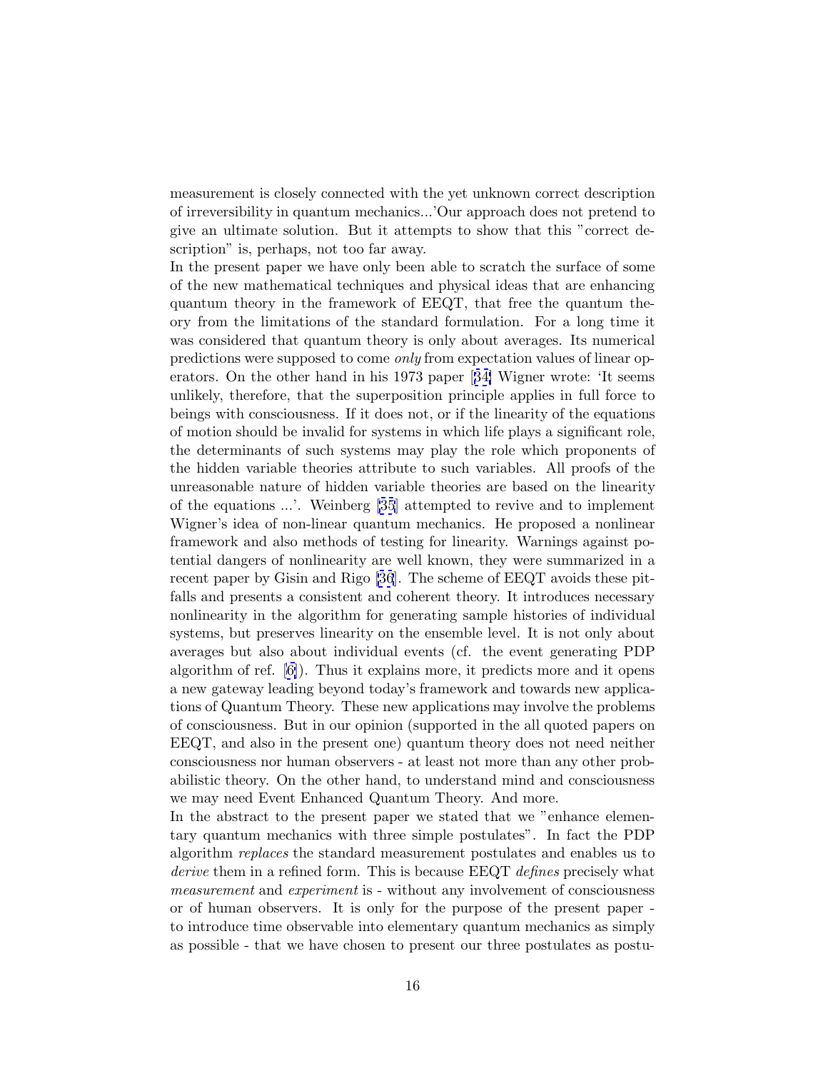measurement is closely connected with the yet unknown correct description of irreversibility in quantum mechanics...'Our approach does not pretend to give an ultimate solution. But it attempts to show that this "correct description" is, perhaps, not too far away.

In the present paper we have only been able to scratch the surface of some of the new mathematical techniques and physical ideas that are enhancing quantum theory in the framework of EEQT, that free the quantum theory from the limitations of the standard formulation. For a long time it was considered that quantum theory is only about averages. Its numerical predictions were supposed to come *only* from expectation values of linear operators. On the other hand in his 1973 paper [34] Wigner wrote: 'It seems unlikely, therefore, that the superposition principle applies in full force to beings with consciousness. If it does not, or if the linearity of the equations of motion should be invalid for systems in which life plays a significant role, the determinants of such systems may play the role which proponents of the hidden variable theories attribute to such variables. All proofs of the unreasonable nature of hidden variable theories are based on the linearity of the equations ...'. Weinberg [35] attempted to revive and to implement Wigner's idea of non-linear quantum mechanics. He proposed a nonlinear framework and also methods of testing for linearity. Warnings against potential dangers of nonlinearity are well known, they were summarized in a recent paper by Gisin and Rigo [36]. The scheme of EEQT avoids these pitfalls and presents a consistent and coherent theory. It introduces necessary nonlinearity in the algorithm for generating sample histories of individual systems, but preserves linearity on the ensemble level. It is not only about averages but also about individual events (cf. the event generating PDP algorithm of ref. [6]). Thus it explains more, it predicts more and it opens a new gateway leading beyond today's framework and towards new applications of Quantum Theory. These new applications may involve the problems of consciousness. But in our opinion (supported in the all quoted papers on EEQT, and also in the present one) quantum theory does not need neither consciousness nor human observers - at least not more than any other probabilistic theory. On the other hand, to understand mind and consciousness we may need Event Enhanced Quantum Theory. And more.

In the abstract to the present paper we stated that we "enhance elementary quantum mechanics with three simple postulates". In fact the PDP algorithm *replaces* the standard measurement postulates and enables us to *derive* them in a refined form. This is because EEQT *defines* precisely what *measurement* and *experiment* is - without any involvement of consciousness or of human observers. It is only for the purpose of the present paper - to introduce time observable into elementary quantum mechanics as simply as possible - that we have chosen to present our three postulates as postu-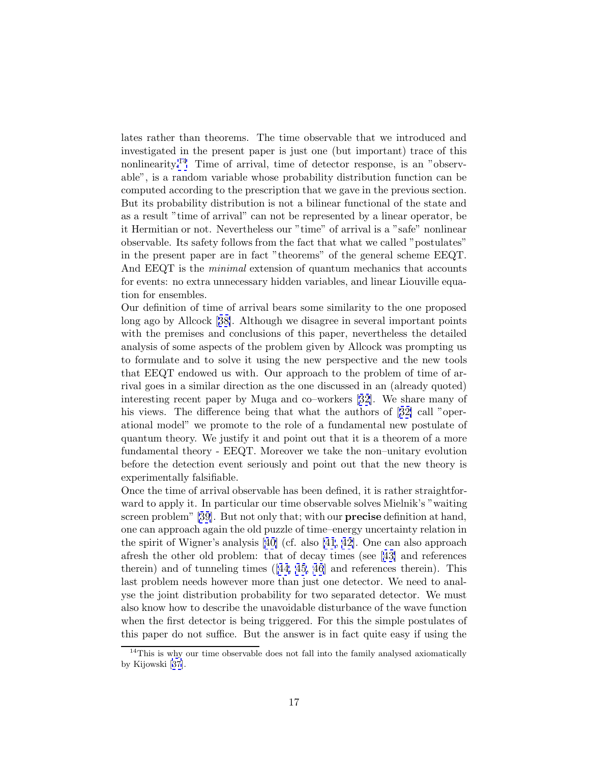lates rather than theorems. The time observable that we introduced and investigated in the present paper is just one (but important) trace of this nonlinearity.[14] Time of arrival, time of detector response, is an "observable", is a random variable whose probability distribution function can be computed according to the prescription that we gave in the previous section. But its probability distribution is not a bilinear functional of the state and as a result "time of arrival" can not be represented by a linear operator, be it Hermitian or not. Nevertheless our "time" of arrival is a "safe" nonlinear observable. Its safety follows from the fact that what we called "postulates" in the present paper are in fact "theorems" of the general scheme EEQT. And EEQT is the *minimal* extension of quantum mechanics that accounts for events: no extra unnecessary hidden variables, and linear Liouville equation for ensembles.

Our definition of time of arrival bears some similarity to the one proposed long ago by Allcock [38]. Although we disagree in several important points with the premises and conclusions of this paper, nevertheless the detailed analysis of some aspects of the problem given by Allcock was prompting us to formulate and to solve it using the new perspective and the new tools that EEQT endowed us with. Our approach to the problem of time of arrival goes in a similar direction as the one discussed in an (already quoted) interesting recent paper by Muga and co–workers [32]. We share many of his views. The difference being that what the authors of [32] call "operational model" we promote to the role of a fundamental new postulate of quantum theory. We justify it and point out that it is a theorem of a more fundamental theory - EEQT. Moreover we take the non–unitary evolution before the detection event seriously and point out that the new theory is experimentally falsifiable.

Once the time of arrival observable has been defined, it is rather straightforward to apply it. In particular our time observable solves Mielnik's "waiting screen problem" [39]. But not only that; with our **precise** definition at hand, one can approach again the old puzzle of time–energy uncertainty relation in the spirit of Wigner's analysis [40] (cf. also [41, 42]. One can also approach afresh the other old problem: that of decay times (see [43] and references therein) and of tunneling times ([44, 45, 46] and references therein). This last problem needs however more than just one detector. We need to analyse the joint distribution probability for two separated detector. We must also know how to describe the unavoidable disturbance of the wave function when the first detector is being triggered. For this the simple postulates of this paper do not suffice. But the answer is in fact quite easy if using the

[14] This is why our time observable does not fall into the family analysed axiomatically by Kijowski [37].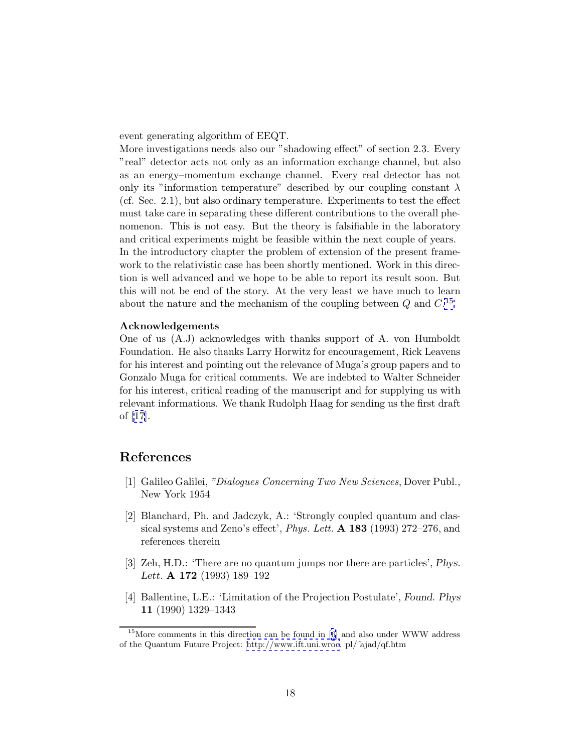event generating algorithm of EEQT.

More investigations needs also our "shadowing effect" of section 2.3. Every "real" detector acts not only as an information exchange channel, but also as an energy–momentum exchange channel. Every real detector has not only its "information temperature" described by our coupling constant $\lambda$ (cf. Sec. 2.1), but also ordinary temperature. Experiments to test the effect must take care in separating these different contributions to the overall phenomenon. This is not easy. But the theory is falsifiable in the laboratory and critical experiments might be feasible within the next couple of years.

In the introductory chapter the problem of extension of the present framework to the relativistic case has been shortly mentioned. Work in this direction is well advanced and we hope to be able to report its result soon. But this will not be end of the story. At the very least we have much to learn about the nature and the mechanism of the coupling between $Q$ and $C$.[15]

**Acknowledgements**

One of us (A.J) acknowledges with thanks support of A. von Humboldt Foundation. He also thanks Larry Horwitz for encouragement, Rick Leavens for his interest and pointing out the relevance of Muga's group papers and to Gonzalo Muga for critical comments. We are indebted to Walter Schneider for his interest, critical reading of the manuscript and for supplying us with relevant informations. We thank Rudolph Haag for sending us the first draft of [17].

## References

[1] Galileo Galilei, *"Dialogues Concerning Two New Sciences*, Dover Publ., New York 1954

[2] Blanchard, Ph. and Jadczyk, A.: 'Strongly coupled quantum and classical systems and Zeno's effect', *Phys. Lett.* **A 183** (1993) 272–276, and references therein

[3] Zeh, H.D.: 'There are no quantum jumps nor there are particles', *Phys. Lett.* **A 172** (1993) 189–192

[4] Ballentine, L.E.: 'Limitation of the Projection Postulate', *Found. Phys* **11** (1990) 1329–1343

[15] More comments in this direction can be found in [6] and also under WWW address of the Quantum Future Project: http://www.ift.uni.wroc. pl/˜ajad/qf.htm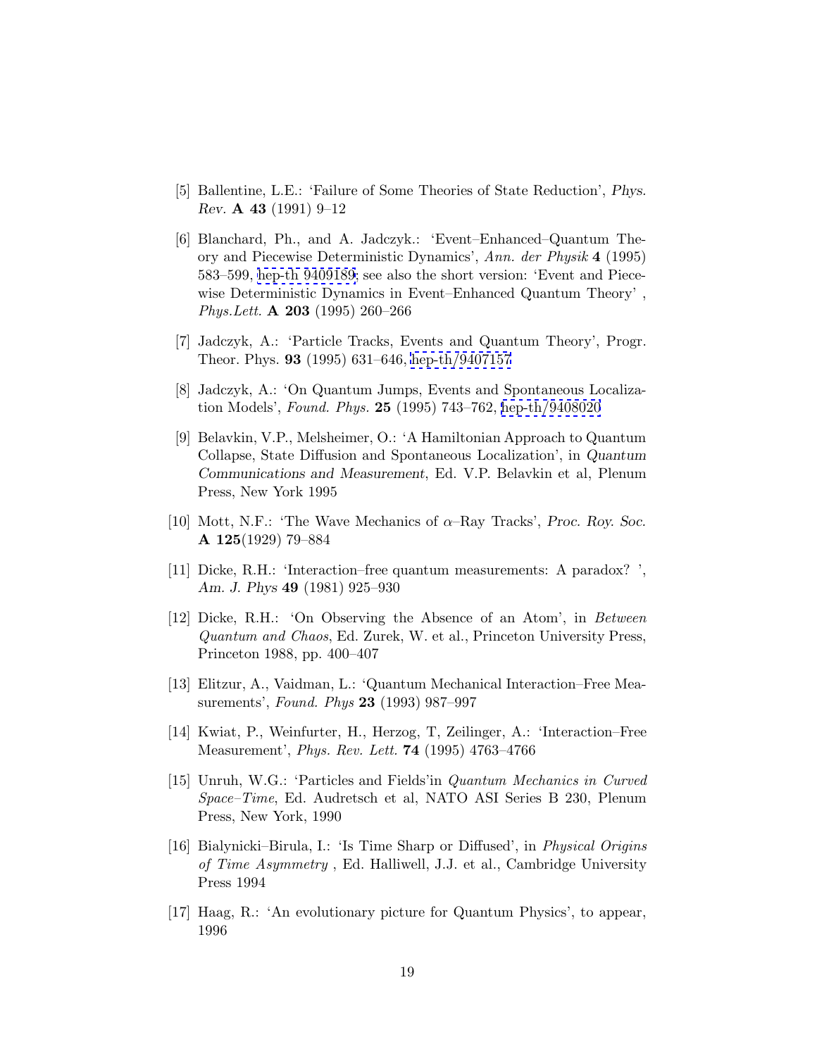[5] Ballentine, L.E.: 'Failure of Some Theories of State Reduction', *Phys. Rev.* **A 43** (1991) 9–12

[6] Blanchard, Ph., and A. Jadczyk.: 'Event–Enhanced–Quantum Theory and Piecewise Deterministic Dynamics', *Ann. der Physik* **4** (1995) 583–599, hep-th 9409189; see also the short version: 'Event and Piecewise Deterministic Dynamics in Event–Enhanced Quantum Theory' , *Phys.Lett.* **A 203** (1995) 260–266

[7] Jadczyk, A.: 'Particle Tracks, Events and Quantum Theory', Progr. Theor. Phys. **93** (1995) 631–646, hep-th/9407157

[8] Jadczyk, A.: 'On Quantum Jumps, Events and Spontaneous Localization Models', *Found. Phys.* **25** (1995) 743–762, hep-th/9408020

[9] Belavkin, V.P., Melsheimer, O.: 'A Hamiltonian Approach to Quantum Collapse, State Diffusion and Spontaneous Localization', in *Quantum Communications and Measurement*, Ed. V.P. Belavkin et al, Plenum Press, New York 1995

[10] Mott, N.F.: 'The Wave Mechanics of $\alpha$–Ray Tracks', *Proc. Roy. Soc.* **A 125**(1929) 79–884

[11] Dicke, R.H.: 'Interaction–free quantum measurements: A paradox? ', *Am. J. Phys* **49** (1981) 925–930

[12] Dicke, R.H.: 'On Observing the Absence of an Atom', in *Between Quantum and Chaos*, Ed. Zurek, W. et al., Princeton University Press, Princeton 1988, pp. 400–407

[13] Elitzur, A., Vaidman, L.: 'Quantum Mechanical Interaction–Free Measurements', *Found. Phys* **23** (1993) 987–997

[14] Kwiat, P., Weinfurter, H., Herzog, T, Zeilinger, A.: 'Interaction–Free Measurement', *Phys. Rev. Lett.* **74** (1995) 4763–4766

[15] Unruh, W.G.: 'Particles and Fields'in *Quantum Mechanics in Curved Space–Time*, Ed. Audretsch et al, NATO ASI Series B 230, Plenum Press, New York, 1990

[16] Bialynicki–Birula, I.: 'Is Time Sharp or Diffused', in *Physical Origins of Time Asymmetry* , Ed. Halliwell, J.J. et al., Cambridge University Press 1994

[17] Haag, R.: 'An evolutionary picture for Quantum Physics', to appear, 1996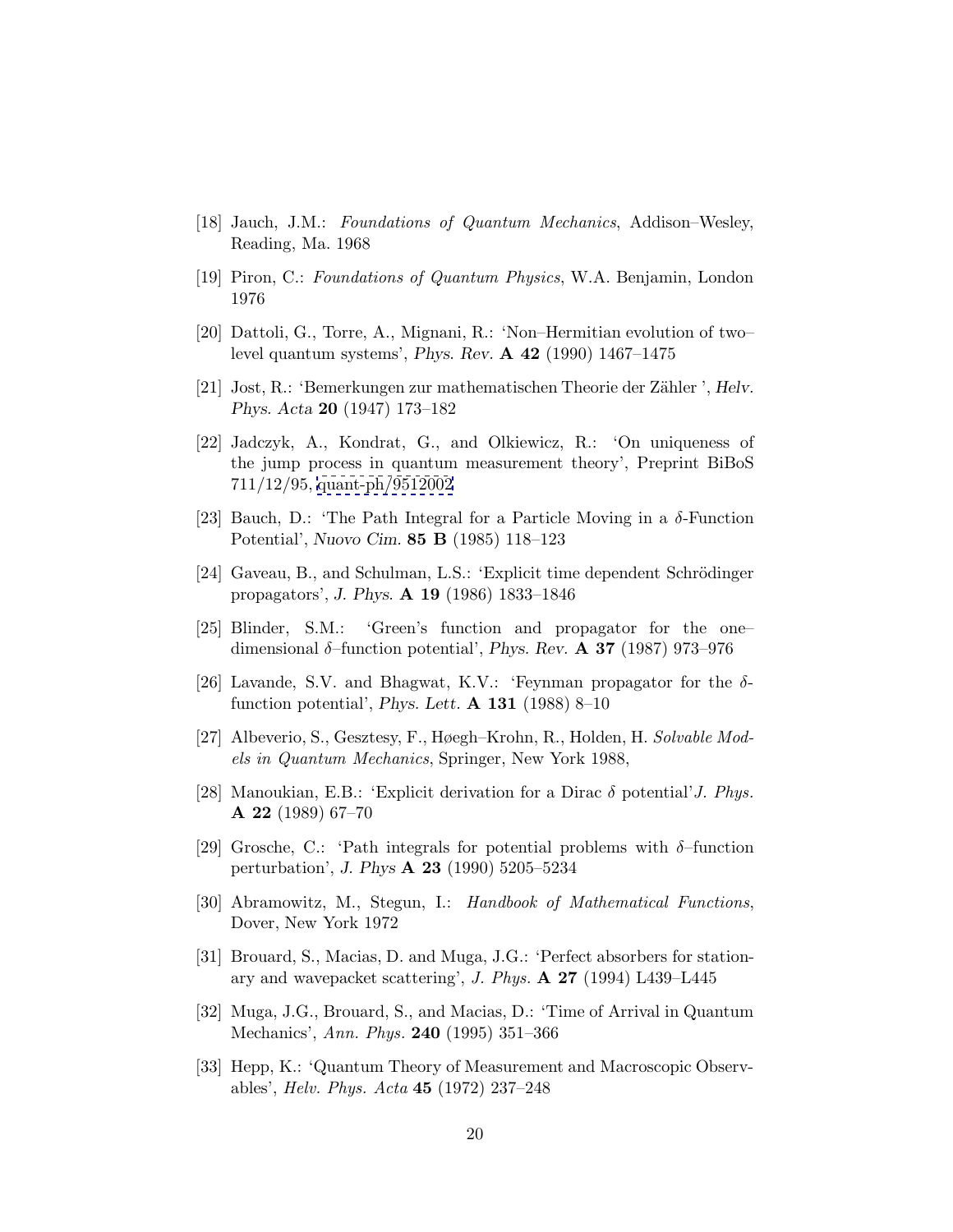[18] Jauch, J.M.: *Foundations of Quantum Mechanics*, Addison–Wesley, Reading, Ma. 1968

[19] Piron, C.: *Foundations of Quantum Physics*, W.A. Benjamin, London 1976

[20] Dattoli, G., Torre, A., Mignani, R.: 'Non–Hermitian evolution of two–level quantum systems', *Phys. Rev.* **A 42** (1990) 1467–1475

[21] Jost, R.: 'Bemerkungen zur mathematischen Theorie der Zähler ', *Helv. Phys. Acta* **20** (1947) 173–182

[22] Jadczyk, A., Kondrat, G., and Olkiewicz, R.: 'On uniqueness of the jump process in quantum measurement theory', Preprint BiBoS 711/12/95, quant-ph/9512002

[23] Bauch, D.: 'The Path Integral for a Particle Moving in a $\delta$-Function Potential', *Nuovo Cim.* **85 B** (1985) 118–123

[24] Gaveau, B., and Schulman, L.S.: 'Explicit time dependent Schrödinger propagators', *J. Phys.* **A 19** (1986) 1833–1846

[25] Blinder, S.M.: 'Green's function and propagator for the one–dimensional $\delta$–function potential', *Phys. Rev.* **A 37** (1987) 973–976

[26] Lavande, S.V. and Bhagwat, K.V.: 'Feynman propagator for the $\delta$-function potential', *Phys. Lett.* **A 131** (1988) 8–10

[27] Albeverio, S., Gesztesy, F., Høegh–Krohn, R., Holden, H. *Solvable Models in Quantum Mechanics*, Springer, New York 1988,

[28] Manoukian, E.B.: 'Explicit derivation for a Dirac $\delta$ potential'*J. Phys.* **A 22** (1989) 67–70

[29] Grosche, C.: 'Path integrals for potential problems with $\delta$–function perturbation', *J. Phys* **A 23** (1990) 5205–5234

[30] Abramowitz, M., Stegun, I.: *Handbook of Mathematical Functions*, Dover, New York 1972

[31] Brouard, S., Macias, D. and Muga, J.G.: 'Perfect absorbers for stationary and wavepacket scattering', *J. Phys.* **A 27** (1994) L439–L445

[32] Muga, J.G., Brouard, S., and Macias, D.: 'Time of Arrival in Quantum Mechanics', *Ann. Phys.* **240** (1995) 351–366

[33] Hepp, K.: 'Quantum Theory of Measurement and Macroscopic Observables', *Helv. Phys. Acta* **45** (1972) 237–248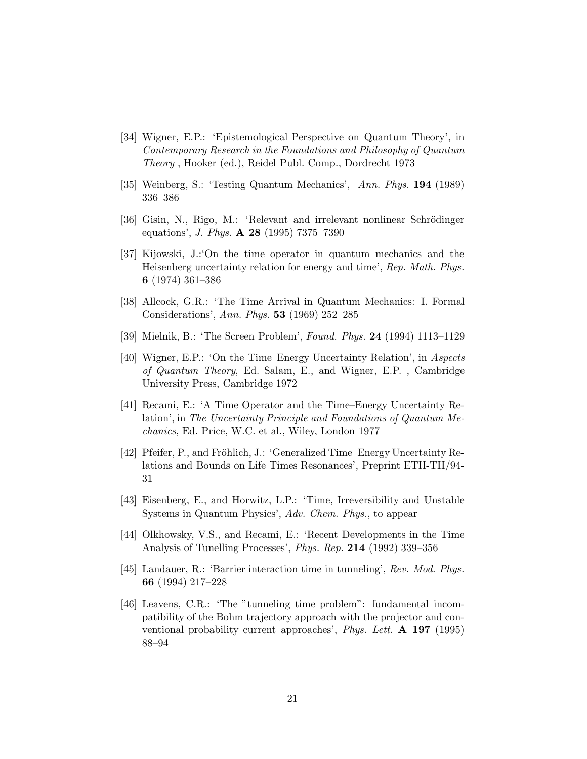[34] Wigner, E.P.: 'Epistemological Perspective on Quantum Theory', in *Contemporary Research in the Foundations and Philosophy of Quantum Theory* , Hooker (ed.), Reidel Publ. Comp., Dordrecht 1973

[35] Weinberg, S.: 'Testing Quantum Mechanics', *Ann. Phys.* **194** (1989) 336–386

[36] Gisin, N., Rigo, M.: 'Relevant and irrelevant nonlinear Schrödinger equations', *J. Phys.* **A 28** (1995) 7375–7390

[37] Kijowski, J.:'On the time operator in quantum mechanics and the Heisenberg uncertainty relation for energy and time', *Rep. Math. Phys.* **6** (1974) 361–386

[38] Allcock, G.R.: 'The Time Arrival in Quantum Mechanics: I. Formal Considerations', *Ann. Phys.* **53** (1969) 252–285

[39] Mielnik, B.: 'The Screen Problem', *Found. Phys.* **24** (1994) 1113–1129

[40] Wigner, E.P.: 'On the Time–Energy Uncertainty Relation', in *Aspects of Quantum Theory*, Ed. Salam, E., and Wigner, E.P. , Cambridge University Press, Cambridge 1972

[41] Recami, E.: 'A Time Operator and the Time–Energy Uncertainty Relation', in *The Uncertainty Principle and Foundations of Quantum Mechanics*, Ed. Price, W.C. et al., Wiley, London 1977

[42] Pfeifer, P., and Fröhlich, J.: 'Generalized Time–Energy Uncertainty Relations and Bounds on Life Times Resonances', Preprint ETH-TH/94-31

[43] Eisenberg, E., and Horwitz, L.P.: 'Time, Irreversibility and Unstable Systems in Quantum Physics', *Adv. Chem. Phys.*, to appear

[44] Olkhowsky, V.S., and Recami, E.: 'Recent Developments in the Time Analysis of Tunelling Processes', *Phys. Rep.* **214** (1992) 339–356

[45] Landauer, R.: 'Barrier interaction time in tunneling', *Rev. Mod. Phys.* **66** (1994) 217–228

[46] Leavens, C.R.: 'The "tunneling time problem": fundamental incompatibility of the Bohm trajectory approach with the projector and conventional probability current approaches', *Phys. Lett.* **A 197** (1995) 88–94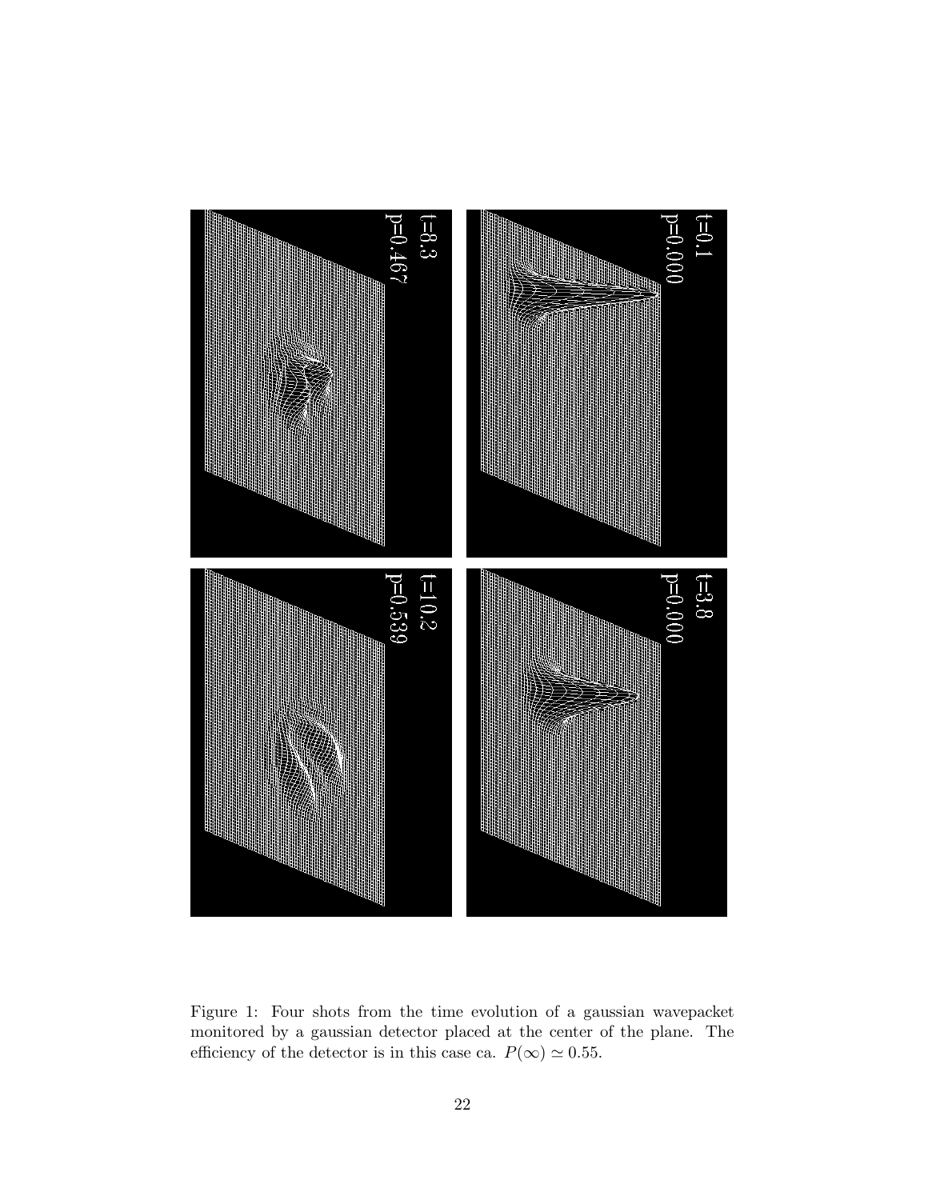Figure 1: Four shots from the time evolution of a gaussian wavepacket monitored by a gaussian detector placed at the center of the plane. The efficiency of the detector is in this case ca. $P(\infty) \simeq 0.55$.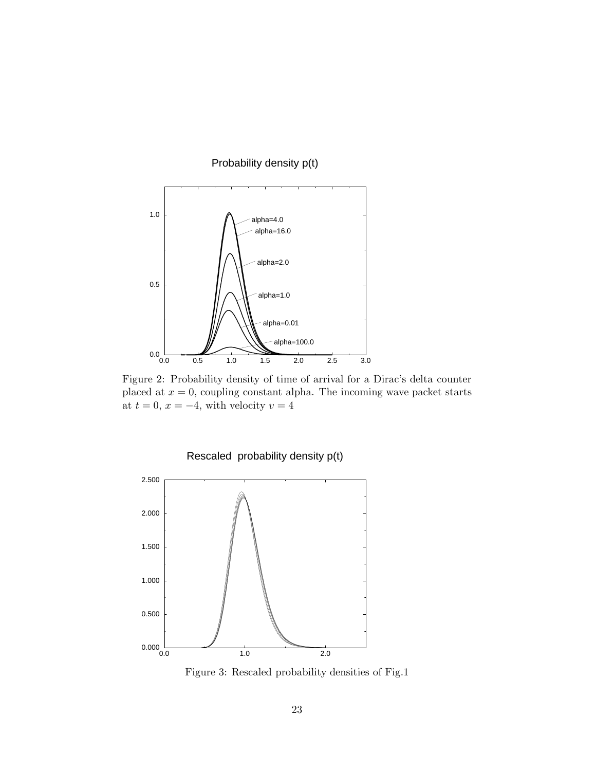Figure 2: Probability density of time of arrival for a Dirac's delta counter placed at $x = 0$, coupling constant alpha. The incoming wave packet starts at $t = 0$, $x = -4$, with velocity $v = 4$

Figure 3: Rescaled probability densities of Fig.1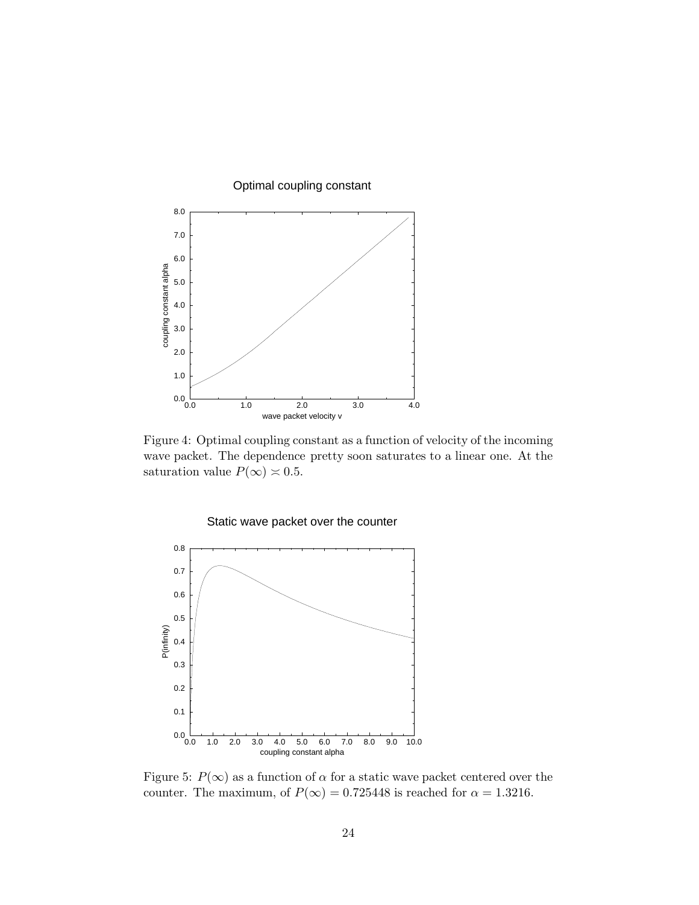Figure 4: Optimal coupling constant as a function of velocity of the incoming wave packet. The dependence pretty soon saturates to a linear one. At the saturation value $P(\infty) \asymp 0.5$.

Figure 5: $P(\infty)$ as a function of $\alpha$ for a static wave packet centered over the counter. The maximum, of $P(\infty) = 0.725448$ is reached for $\alpha = 1.3216$.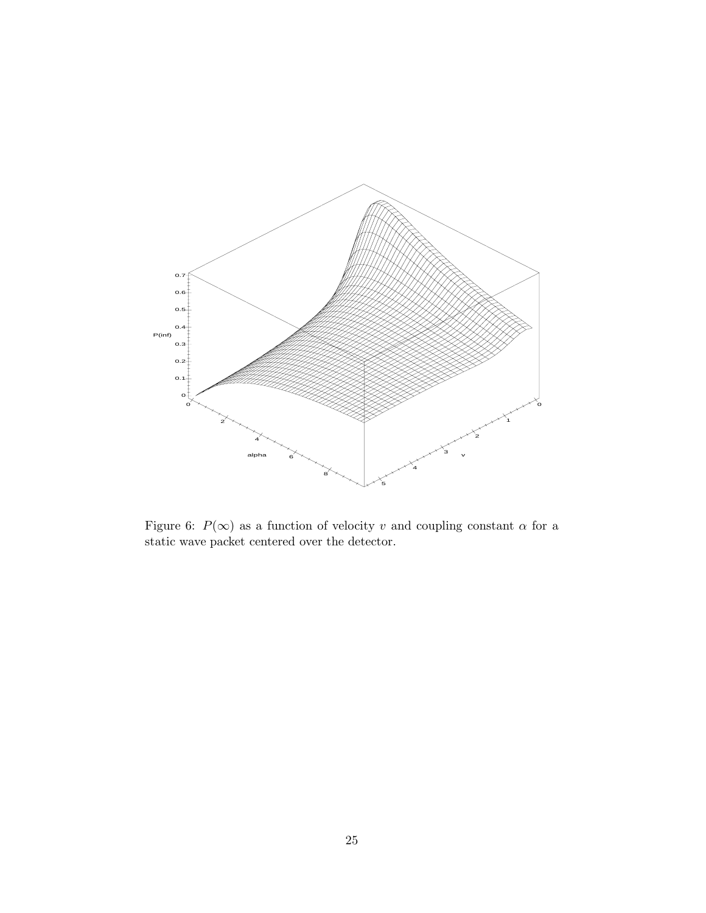P(inf)

0.7
0.6
0.5
0.4
0.3
0.2
0.1
0

alpha

0
2
4
6
8

v

0
1
2
3
4
5

Figure 6: $P(\infty)$ as a function of velocity $v$ and coupling constant $\alpha$ for a static wave packet centered over the detector.